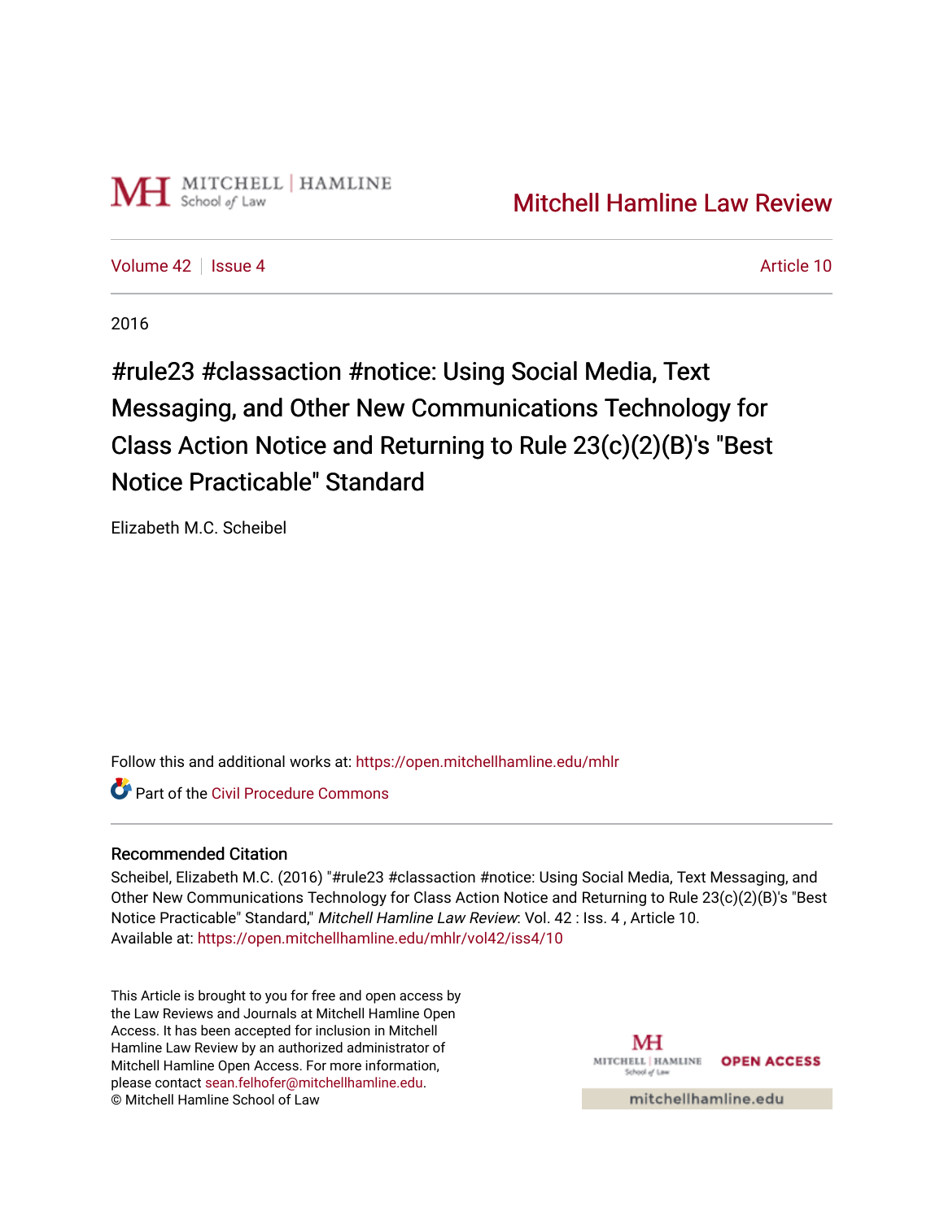MITCHELL | HAMLINE School of Law

Mitchell Hamline Law Review

Volume 42 | Issue 4 | Article 10

2016

# #rule23 #classaction #notice: Using Social Media, Text Messaging, and Other New Communications Technology for Class Action Notice and Returning to Rule 23(c)(2)(B)'s "Best Notice Practicable" Standard

Elizabeth M.C. Scheibel

Follow this and additional works at: https://open.mitchellhamline.edu/mhlr

Part of the Civil Procedure Commons

## Recommended Citation

Scheibel, Elizabeth M.C. (2016) "#rule23 #classaction #notice: Using Social Media, Text Messaging, and Other New Communications Technology for Class Action Notice and Returning to Rule 23(c)(2)(B)'s "Best Notice Practicable" Standard," *Mitchell Hamline Law Review*: Vol. 42 : Iss. 4 , Article 10.
Available at: https://open.mitchellhamline.edu/mhlr/vol42/iss4/10

This Article is brought to you for free and open access by the Law Reviews and Journals at Mitchell Hamline Open Access. It has been accepted for inclusion in Mitchell Hamline Law Review by an authorized administrator of Mitchell Hamline Open Access. For more information, please contact sean.felhofer@mitchellhamline.edu.
© Mitchell Hamline School of Law

MITCHELL | HAMLINE School of Law OPEN ACCESS

mitchellhamline.edu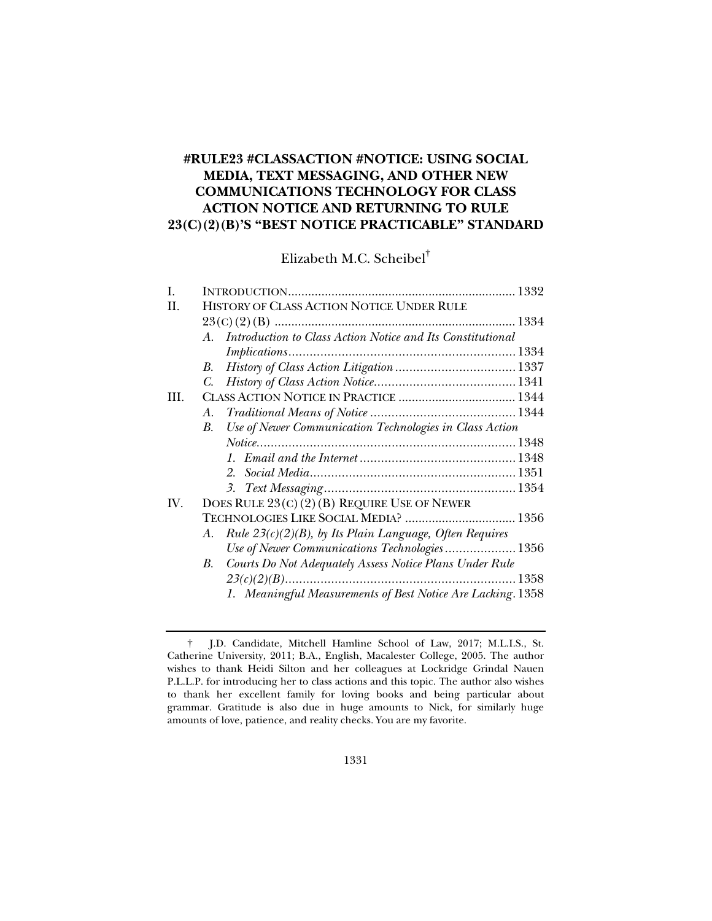# #RULE23 #CLASSACTION #NOTICE: USING SOCIAL MEDIA, TEXT MESSAGING, AND OTHER NEW COMMUNICATIONS TECHNOLOGY FOR CLASS ACTION NOTICE AND RETURNING TO RULE 23(C)(2)(B)'S "BEST NOTICE PRACTICABLE" STANDARD

Elizabeth M.C. Scheibel†

I. INTRODUCTION ........ 1332
II. HISTORY OF CLASS ACTION NOTICE UNDER RULE 23(C)(2)(B) ........ 1334
  A. *Introduction to Class Action Notice and Its Constitutional Implications* ........ 1334
  B. *History of Class Action Litigation* ........ 1337
  C. *History of Class Action Notice* ........ 1341
III. CLASS ACTION NOTICE IN PRACTICE ........ 1344
  A. *Traditional Means of Notice* ........ 1344
  B. *Use of Newer Communication Technologies in Class Action Notice* ........ 1348
    1. *Email and the Internet* ........ 1348
    2. *Social Media* ........ 1351
    3. *Text Messaging* ........ 1354
IV. DOES RULE 23(C)(2)(B) REQUIRE USE OF NEWER TECHNOLOGIES LIKE SOCIAL MEDIA? ........ 1356
  A. *Rule 23(c)(2)(B), by Its Plain Language, Often Requires Use of Newer Communications Technologies* ........ 1356
  B. *Courts Do Not Adequately Assess Notice Plans Under Rule 23(c)(2)(B)* ........ 1358
    1. *Meaningful Measurements of Best Notice Are Lacking* ........ 1358

---

† J.D. Candidate, Mitchell Hamline School of Law, 2017; M.L.I.S., St. Catherine University, 2011; B.A., English, Macalester College, 2005. The author wishes to thank Heidi Silton and her colleagues at Lockridge Grindal Nauen P.L.L.P. for introducing her to class actions and this topic. The author also wishes to thank her excellent family for loving books and being particular about grammar. Gratitude is also due in huge amounts to Nick, for similarly huge amounts of love, patience, and reality checks. You are my favorite.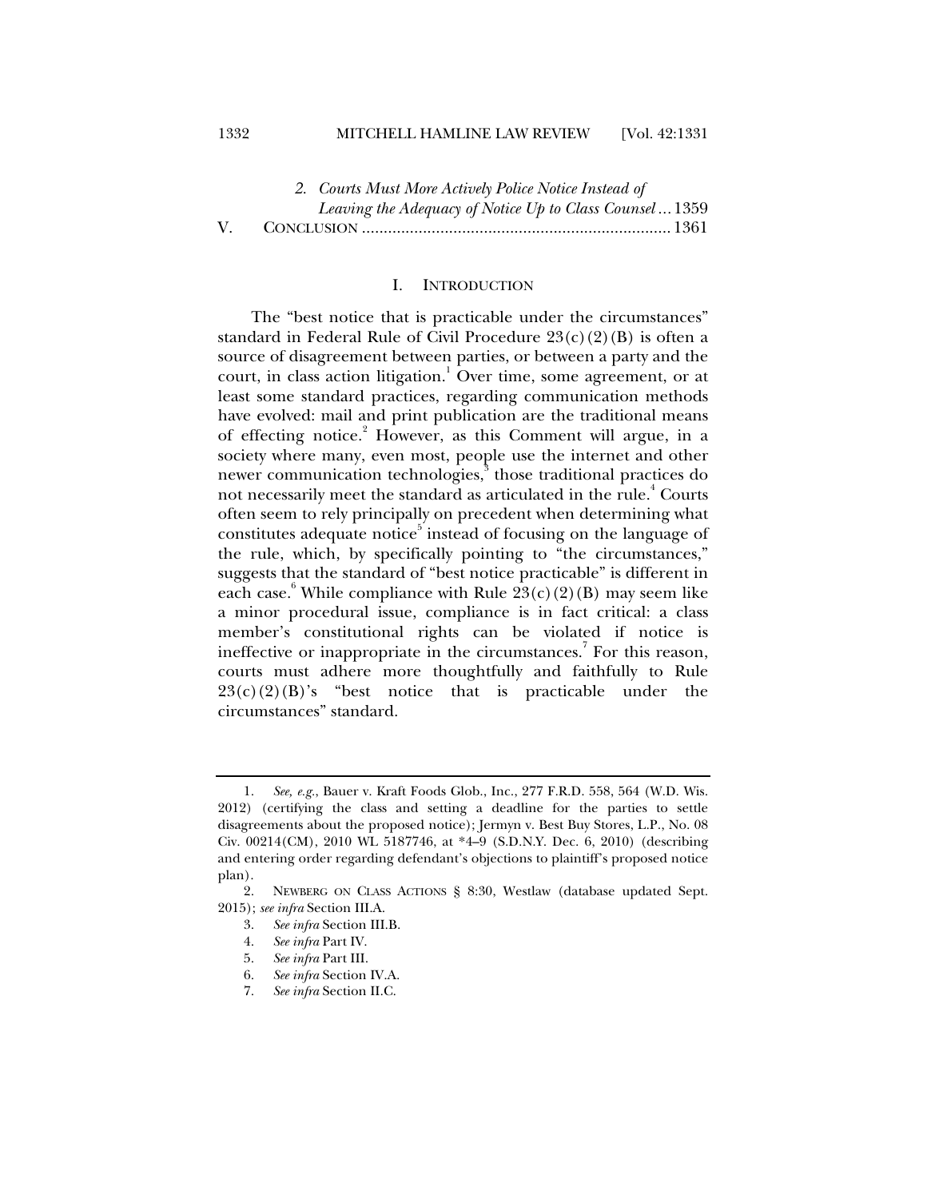2. *Courts Must More Actively Police Notice Instead of Leaving the Adequacy of Notice Up to Class Counsel* ... 1359

V. CONCLUSION ... 1361

## I. INTRODUCTION

The "best notice that is practicable under the circumstances" standard in Federal Rule of Civil Procedure 23(c)(2)(B) is often a source of disagreement between parties, or between a party and the court, in class action litigation.[1] Over time, some agreement, or at least some standard practices, regarding communication methods have evolved: mail and print publication are the traditional means of effecting notice.[2] However, as this Comment will argue, in a society where many, even most, people use the internet and other newer communication technologies,[3] those traditional practices do not necessarily meet the standard as articulated in the rule.[4] Courts often seem to rely principally on precedent when determining what constitutes adequate notice[5] instead of focusing on the language of the rule, which, by specifically pointing to "the circumstances," suggests that the standard of "best notice practicable" is different in each case.[6] While compliance with Rule 23(c)(2)(B) may seem like a minor procedural issue, compliance is in fact critical: a class member's constitutional rights can be violated if notice is ineffective or inappropriate in the circumstances.[7] For this reason, courts must adhere more thoughtfully and faithfully to Rule 23(c)(2)(B)'s "best notice that is practicable under the circumstances" standard.

---

1. *See, e.g.*, Bauer v. Kraft Foods Glob., Inc., 277 F.R.D. 558, 564 (W.D. Wis. 2012) (certifying the class and setting a deadline for the parties to settle disagreements about the proposed notice); Jermyn v. Best Buy Stores, L.P., No. 08 Civ. 00214(CM), 2010 WL 5187746, at *4–9 (S.D.N.Y. Dec. 6, 2010) (describing and entering order regarding defendant's objections to plaintiff's proposed notice plan).

2. NEWBERG ON CLASS ACTIONS § 8:30, Westlaw (database updated Sept. 2015); *see infra* Section III.A.

3. *See infra* Section III.B.

4. *See infra* Part IV.

5. *See infra* Part III.

6. *See infra* Section IV.A.

7. *See infra* Section II.C.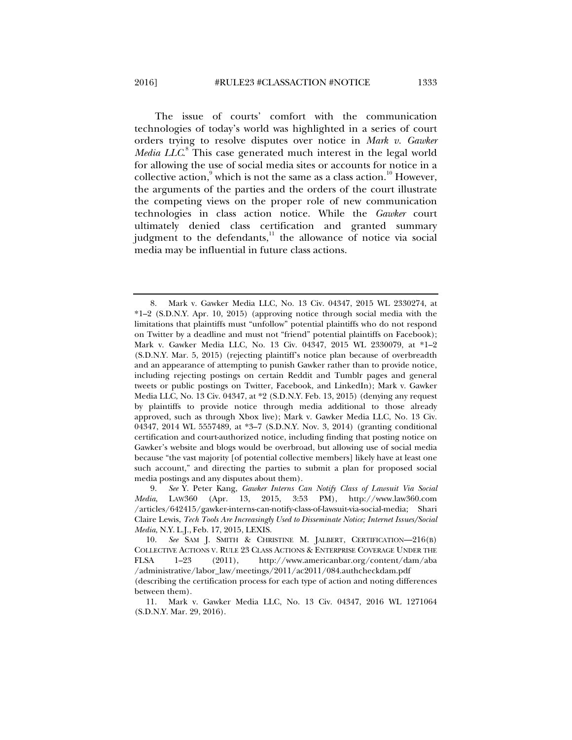The issue of courts' comfort with the communication technologies of today's world was highlighted in a series of court orders trying to resolve disputes over notice in *Mark v. Gawker Media LLC*.[8] This case generated much interest in the legal world for allowing the use of social media sites or accounts for notice in a collective action,[9] which is not the same as a class action.[10] However, the arguments of the parties and the orders of the court illustrate the competing views on the proper role of new communication technologies in class action notice. While the *Gawker* court ultimately denied class certification and granted summary judgment to the defendants,[11] the allowance of notice via social media may be influential in future class actions.

---

8. Mark v. Gawker Media LLC, No. 13 Civ. 04347, 2015 WL 2330274, at *1–2 (S.D.N.Y. Apr. 10, 2015) (approving notice through social media with the limitations that plaintiffs must "unfollow" potential plaintiffs who do not respond on Twitter by a deadline and must not "friend" potential plaintiffs on Facebook); Mark v. Gawker Media LLC, No. 13 Civ. 04347, 2015 WL 2330079, at *1–2 (S.D.N.Y. Mar. 5, 2015) (rejecting plaintiff's notice plan because of overbreadth and an appearance of attempting to punish Gawker rather than to provide notice, including rejecting postings on certain Reddit and Tumblr pages and general tweets or public postings on Twitter, Facebook, and LinkedIn); Mark v. Gawker Media LLC, No. 13 Civ. 04347, at *2 (S.D.N.Y. Feb. 13, 2015) (denying any request by plaintiffs to provide notice through media additional to those already approved, such as through Xbox live); Mark v. Gawker Media LLC, No. 13 Civ. 04347, 2014 WL 5557489, at *3–7 (S.D.N.Y. Nov. 3, 2014) (granting conditional certification and court-authorized notice, including finding that posting notice on Gawker's website and blogs would be overbroad, but allowing use of social media because "the vast majority [of potential collective members] likely have at least one such account," and directing the parties to submit a plan for proposed social media postings and any disputes about them).

9. *See* Y. Peter Kang, *Gawker Interns Can Notify Class of Lawsuit Via Social Media*, LAW360 (Apr. 13, 2015, 3:53 PM), http://www.law360.com/articles/642415/gawker-interns-can-notify-class-of-lawsuit-via-social-media; Shari Claire Lewis, *Tech Tools Are Increasingly Used to Disseminate Notice; Internet Issues/Social Media*, N.Y. L.J., Feb. 17, 2015, LEXIS.

10. *See* SAM J. SMITH & CHRISTINE M. JALBERT, CERTIFICATION—216(B) COLLECTIVE ACTIONS V. RULE 23 CLASS ACTIONS & ENTERPRISE COVERAGE UNDER THE FLSA 1–23 (2011), http://www.americanbar.org/content/dam/aba/administrative/labor_law/meetings/2011/ac2011/084.authcheckdam.pdf (describing the certification process for each type of action and noting differences between them).

11. Mark v. Gawker Media LLC, No. 13 Civ. 04347, 2016 WL 1271064 (S.D.N.Y. Mar. 29, 2016).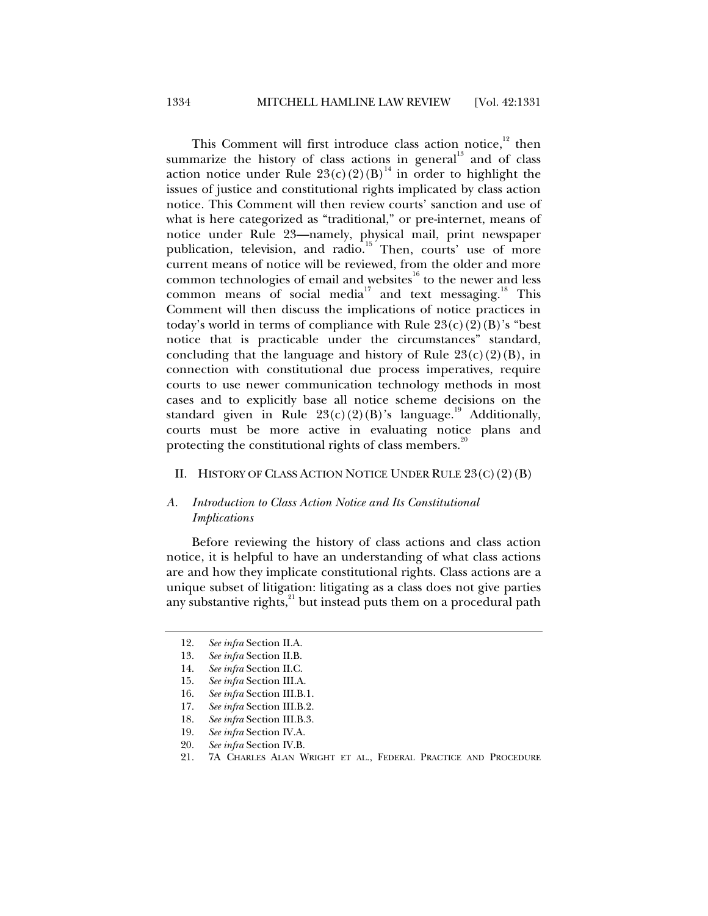This Comment will first introduce class action notice,[12] then summarize the history of class actions in general[13] and of class action notice under Rule 23(c)(2)(B)[14] in order to highlight the issues of justice and constitutional rights implicated by class action notice. This Comment will then review courts' sanction and use of what is here categorized as "traditional," or pre-internet, means of notice under Rule 23—namely, physical mail, print newspaper publication, television, and radio.[15] Then, courts' use of more current means of notice will be reviewed, from the older and more common technologies of email and websites[16] to the newer and less common means of social media[17] and text messaging.[18] This Comment will then discuss the implications of notice practices in today's world in terms of compliance with Rule 23(c)(2)(B)'s "best notice that is practicable under the circumstances" standard, concluding that the language and history of Rule 23(c)(2)(B), in connection with constitutional due process imperatives, require courts to use newer communication technology methods in most cases and to explicitly base all notice scheme decisions on the standard given in Rule 23(c)(2)(B)'s language.[19] Additionally, courts must be more active in evaluating notice plans and protecting the constitutional rights of class members.[20]

## II. HISTORY OF CLASS ACTION NOTICE UNDER RULE 23(C)(2)(B)

### A. *Introduction to Class Action Notice and Its Constitutional Implications*

Before reviewing the history of class actions and class action notice, it is helpful to have an understanding of what class actions are and how they implicate constitutional rights. Class actions are a unique subset of litigation: litigating as a class does not give parties any substantive rights,[21] but instead puts them on a procedural path

---

12. *See infra* Section II.A.
13. *See infra* Section II.B.
14. *See infra* Section II.C.
15. *See infra* Section III.A.
16. *See infra* Section III.B.1.
17. *See infra* Section III.B.2.
18. *See infra* Section III.B.3.
19. *See infra* Section IV.A.
20. *See infra* Section IV.B.
21. 7A CHARLES ALAN WRIGHT ET AL., FEDERAL PRACTICE AND PROCEDURE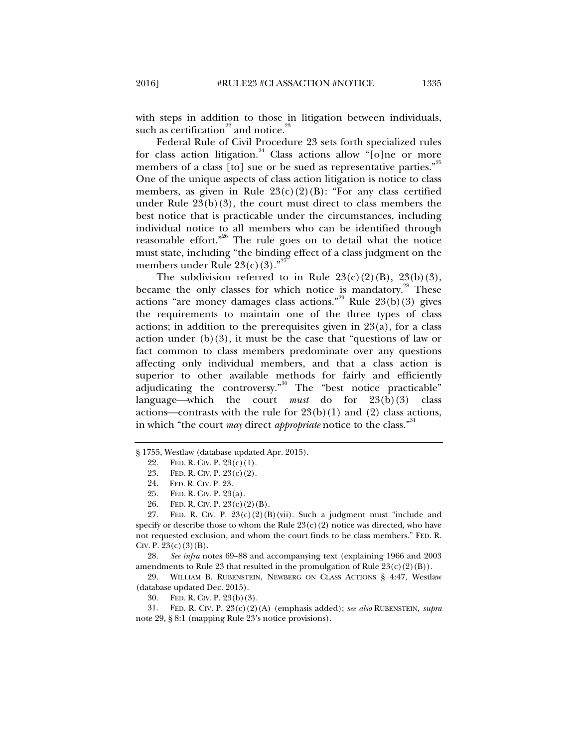with steps in addition to those in litigation between individuals, such as certification[22] and notice.[23]

Federal Rule of Civil Procedure 23 sets forth specialized rules for class action litigation.[24] Class actions allow "[o]ne or more members of a class [to] sue or be sued as representative parties."[25] One of the unique aspects of class action litigation is notice to class members, as given in Rule 23(c)(2)(B): "For any class certified under Rule 23(b)(3), the court must direct to class members the best notice that is practicable under the circumstances, including individual notice to all members who can be identified through reasonable effort."[26] The rule goes on to detail what the notice must state, including "the binding effect of a class judgment on the members under Rule 23(c)(3)."[27]

The subdivision referred to in Rule 23(c)(2)(B), 23(b)(3), became the only classes for which notice is mandatory.[28] These actions "are money damages class actions."[29] Rule 23(b)(3) gives the requirements to maintain one of the three types of class actions; in addition to the prerequisites given in 23(a), for a class action under (b)(3), it must be the case that "questions of law or fact common to class members predominate over any questions affecting only individual members, and that a class action is superior to other available methods for fairly and efficiently adjudicating the controversy."[30] The "best notice practicable" language—which the court *must* do for 23(b)(3) class actions—contrasts with the rule for 23(b)(1) and (2) class actions, in which "the court *may* direct *appropriate* notice to the class."[31]

---

§ 1755, Westlaw (database updated Apr. 2015).

22. FED. R. CIV. P. 23(c)(1).

23. FED. R. CIV. P. 23(c)(2).

24. FED. R. CIV. P. 23.

25. FED. R. CIV. P. 23(a).

26. FED. R. CIV. P. 23(c)(2)(B).

27. FED. R. CIV. P. 23(c)(2)(B)(vii). Such a judgment must "include and specify or describe those to whom the Rule 23(c)(2) notice was directed, who have not requested exclusion, and whom the court finds to be class members." FED. R. CIV. P. 23(c)(3)(B).

28. *See infra* notes 69–88 and accompanying text (explaining 1966 and 2003 amendments to Rule 23 that resulted in the promulgation of Rule 23(c)(2)(B)).

29. WILLIAM B. RUBENSTEIN, NEWBERG ON CLASS ACTIONS § 4:47, Westlaw (database updated Dec. 2015).

30. FED. R. CIV. P. 23(b)(3).

31. FED. R. CIV. P. 23(c)(2)(A) (emphasis added); *see also* RUBENSTEIN, *supra* note 29, § 8:1 (mapping Rule 23's notice provisions).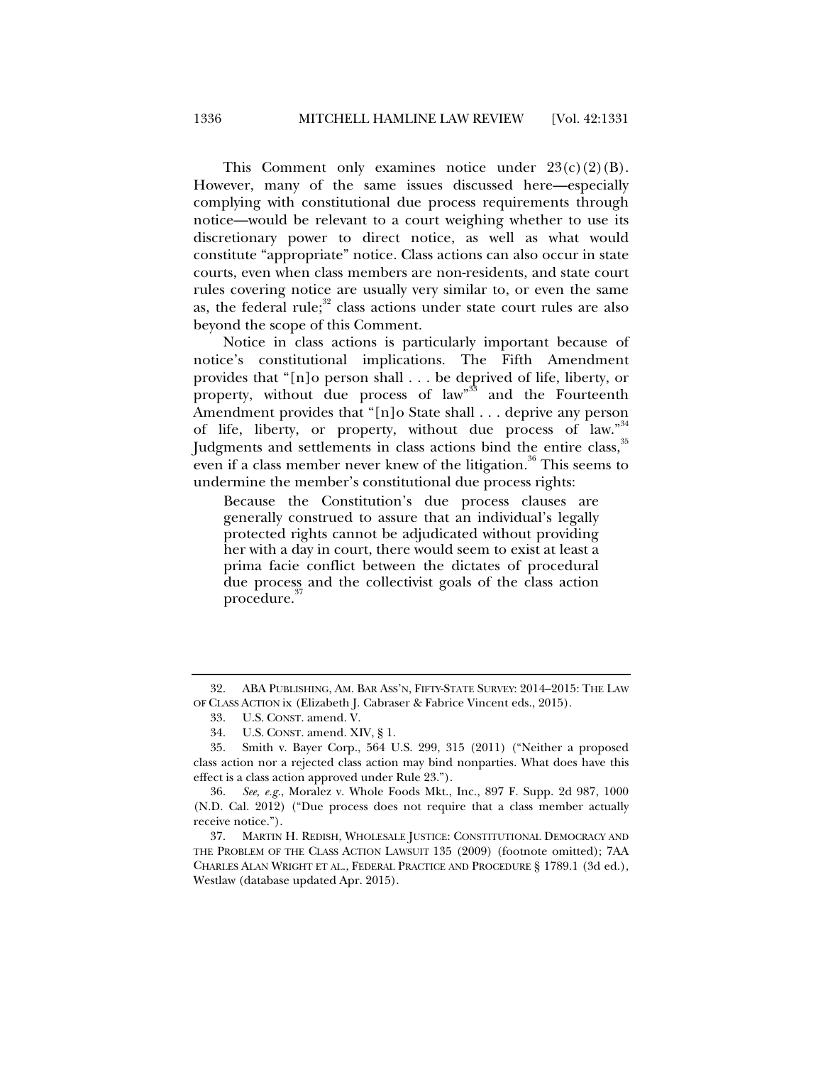This Comment only examines notice under 23(c)(2)(B). However, many of the same issues discussed here—especially complying with constitutional due process requirements through notice—would be relevant to a court weighing whether to use its discretionary power to direct notice, as well as what would constitute "appropriate" notice. Class actions can also occur in state courts, even when class members are non-residents, and state court rules covering notice are usually very similar to, or even the same as, the federal rule;[32] class actions under state court rules are also beyond the scope of this Comment.

Notice in class actions is particularly important because of notice's constitutional implications. The Fifth Amendment provides that "[n]o person shall . . . be deprived of life, liberty, or property, without due process of law"[33] and the Fourteenth Amendment provides that "[n]o State shall . . . deprive any person of life, liberty, or property, without due process of law."[34] Judgments and settlements in class actions bind the entire class,[35] even if a class member never knew of the litigation.[36] This seems to undermine the member's constitutional due process rights:

> Because the Constitution's due process clauses are generally construed to assure that an individual's legally protected rights cannot be adjudicated without providing her with a day in court, there would seem to exist at least a prima facie conflict between the dictates of procedural due process and the collectivist goals of the class action procedure.[37]

---

32. ABA PUBLISHING, AM. BAR ASS'N, FIFTY-STATE SURVEY: 2014–2015: THE LAW OF CLASS ACTION ix (Elizabeth J. Cabraser & Fabrice Vincent eds., 2015).

33. U.S. CONST. amend. V.

34. U.S. CONST. amend. XIV, § 1.

35. Smith v. Bayer Corp., 564 U.S. 299, 315 (2011) ("Neither a proposed class action nor a rejected class action may bind nonparties. What does have this effect is a class action approved under Rule 23.").

36. *See, e.g.*, Moralez v. Whole Foods Mkt., Inc., 897 F. Supp. 2d 987, 1000 (N.D. Cal. 2012) ("Due process does not require that a class member actually receive notice.").

37. MARTIN H. REDISH, WHOLESALE JUSTICE: CONSTITUTIONAL DEMOCRACY AND THE PROBLEM OF THE CLASS ACTION LAWSUIT 135 (2009) (footnote omitted); 7AA CHARLES ALAN WRIGHT ET AL., FEDERAL PRACTICE AND PROCEDURE § 1789.1 (3d ed.), Westlaw (database updated Apr. 2015).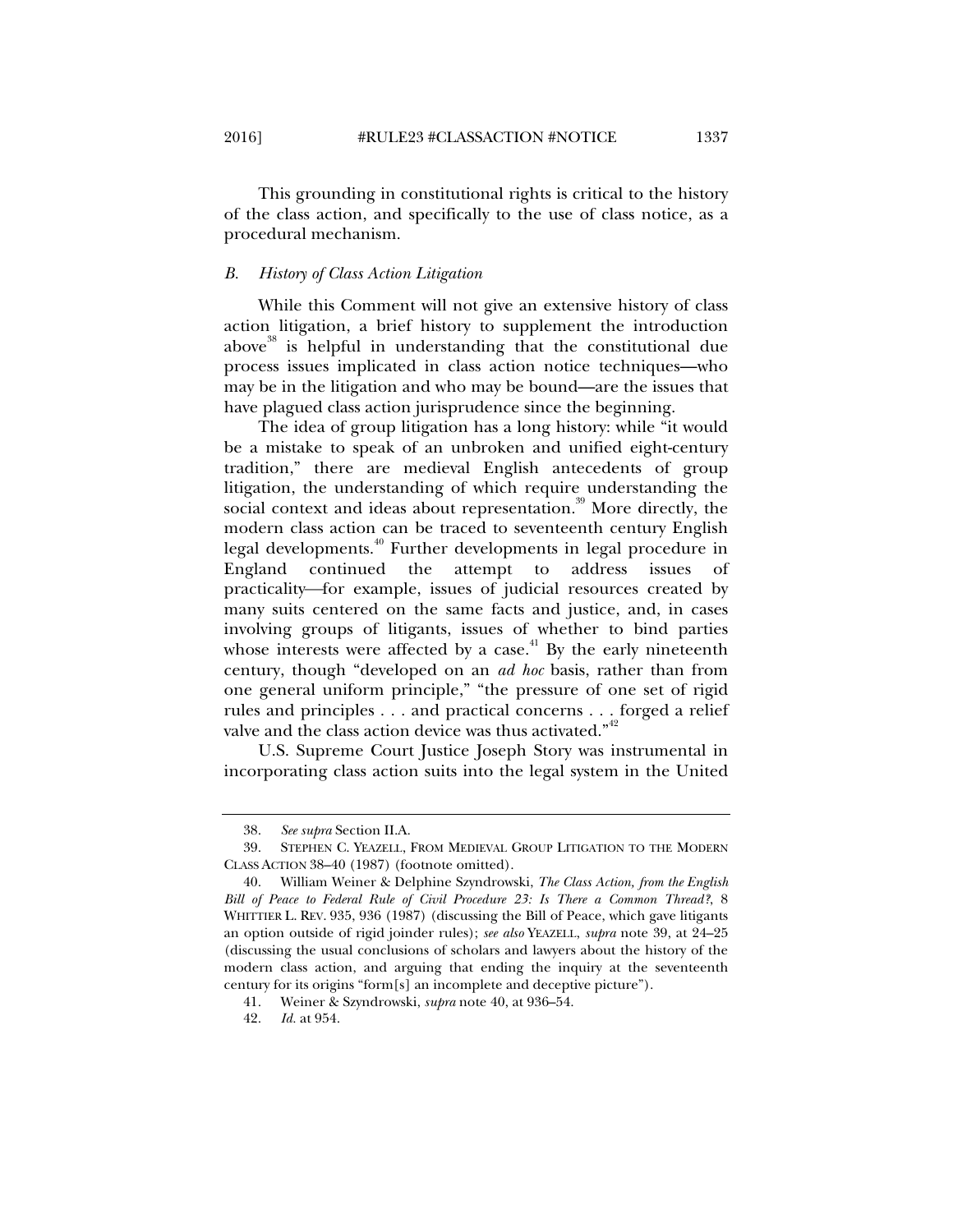This grounding in constitutional rights is critical to the history of the class action, and specifically to the use of class notice, as a procedural mechanism.

### *B. History of Class Action Litigation*

While this Comment will not give an extensive history of class action litigation, a brief history to supplement the introduction above[38] is helpful in understanding that the constitutional due process issues implicated in class action notice techniques—who may be in the litigation and who may be bound—are the issues that have plagued class action jurisprudence since the beginning.

The idea of group litigation has a long history: while "it would be a mistake to speak of an unbroken and unified eight-century tradition," there are medieval English antecedents of group litigation, the understanding of which require understanding the social context and ideas about representation.[39] More directly, the modern class action can be traced to seventeenth century English legal developments.[40] Further developments in legal procedure in England continued the attempt to address issues of practicality—for example, issues of judicial resources created by many suits centered on the same facts and justice, and, in cases involving groups of litigants, issues of whether to bind parties whose interests were affected by a case.[41] By the early nineteenth century, though "developed on an *ad hoc* basis, rather than from one general uniform principle," "the pressure of one set of rigid rules and principles . . . and practical concerns . . . forged a relief valve and the class action device was thus activated."[42]

U.S. Supreme Court Justice Joseph Story was instrumental in incorporating class action suits into the legal system in the United

---

38. *See supra* Section II.A.

39. STEPHEN C. YEAZELL, FROM MEDIEVAL GROUP LITIGATION TO THE MODERN CLASS ACTION 38–40 (1987) (footnote omitted).

40. William Weiner & Delphine Szyndrowski, *The Class Action, from the English Bill of Peace to Federal Rule of Civil Procedure 23: Is There a Common Thread?*, 8 WHITTIER L. REV. 935, 936 (1987) (discussing the Bill of Peace, which gave litigants an option outside of rigid joinder rules); *see also* YEAZELL, *supra* note 39, at 24–25 (discussing the usual conclusions of scholars and lawyers about the history of the modern class action, and arguing that ending the inquiry at the seventeenth century for its origins "form[s] an incomplete and deceptive picture").

41. Weiner & Szyndrowski, *supra* note 40, at 936–54.

42. *Id.* at 954.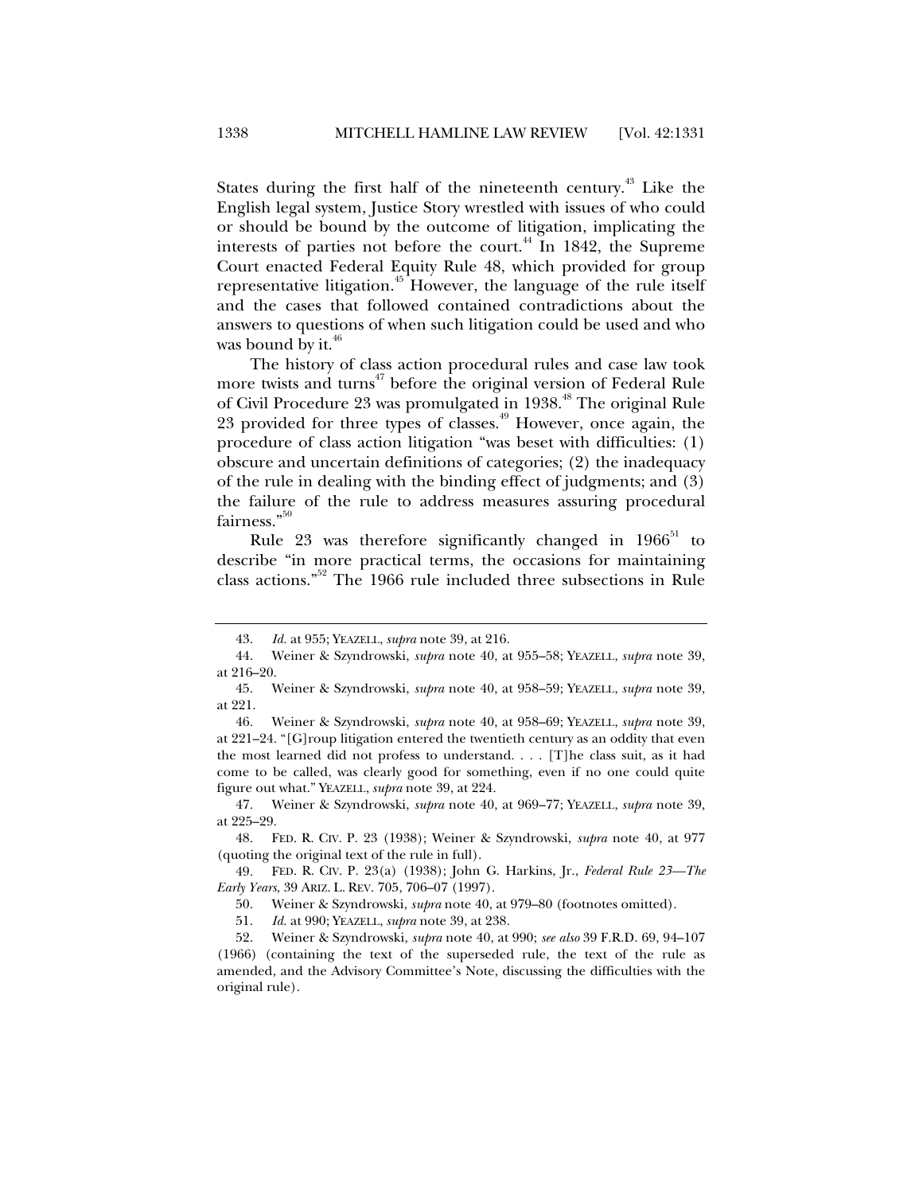States during the first half of the nineteenth century.[43] Like the English legal system, Justice Story wrestled with issues of who could or should be bound by the outcome of litigation, implicating the interests of parties not before the court.[44] In 1842, the Supreme Court enacted Federal Equity Rule 48, which provided for group representative litigation.[45] However, the language of the rule itself and the cases that followed contained contradictions about the answers to questions of when such litigation could be used and who was bound by it.[46]

The history of class action procedural rules and case law took more twists and turns[47] before the original version of Federal Rule of Civil Procedure 23 was promulgated in 1938.[48] The original Rule 23 provided for three types of classes.[49] However, once again, the procedure of class action litigation "was beset with difficulties: (1) obscure and uncertain definitions of categories; (2) the inadequacy of the rule in dealing with the binding effect of judgments; and (3) the failure of the rule to address measures assuring procedural fairness."[50]

Rule 23 was therefore significantly changed in 1966[51] to describe "in more practical terms, the occasions for maintaining class actions."[52] The 1966 rule included three subsections in Rule

---

43. *Id.* at 955; YEAZELL, *supra* note 39, at 216.

44. Weiner & Szyndrowski, *supra* note 40, at 955–58; YEAZELL, *supra* note 39, at 216–20.

45. Weiner & Szyndrowski, *supra* note 40, at 958–59; YEAZELL, *supra* note 39, at 221.

46. Weiner & Szyndrowski, *supra* note 40, at 958–69; YEAZELL, *supra* note 39, at 221–24. "[G]roup litigation entered the twentieth century as an oddity that even the most learned did not profess to understand. . . . [T]he class suit, as it had come to be called, was clearly good for something, even if no one could quite figure out what." YEAZELL, *supra* note 39, at 224.

47. Weiner & Szyndrowski, *supra* note 40, at 969–77; YEAZELL, *supra* note 39, at 225–29.

48. FED. R. CIV. P. 23 (1938); Weiner & Szyndrowski, *supra* note 40, at 977 (quoting the original text of the rule in full).

49. FED. R. CIV. P. 23(a) (1938); John G. Harkins, Jr., *Federal Rule 23—The Early Years*, 39 ARIZ. L. REV. 705, 706–07 (1997).

50. Weiner & Szyndrowski, *supra* note 40, at 979–80 (footnotes omitted).

51. *Id.* at 990; YEAZELL, *supra* note 39, at 238.

52. Weiner & Szyndrowski, *supra* note 40, at 990; *see also* 39 F.R.D. 69, 94–107 (1966) (containing the text of the superseded rule, the text of the rule as amended, and the Advisory Committee's Note, discussing the difficulties with the original rule).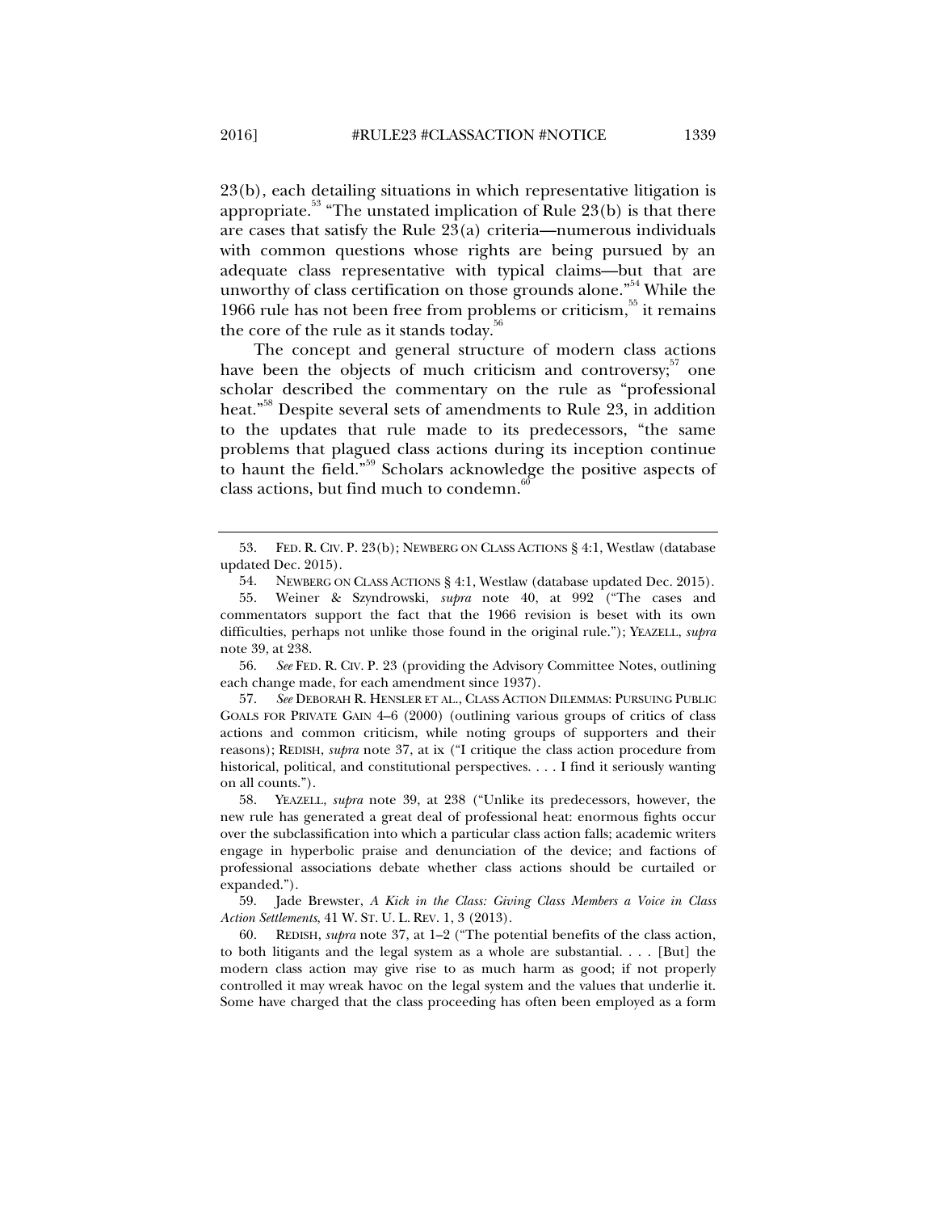23(b), each detailing situations in which representative litigation is appropriate.[53] "The unstated implication of Rule 23(b) is that there are cases that satisfy the Rule 23(a) criteria—numerous individuals with common questions whose rights are being pursued by an adequate class representative with typical claims—but that are unworthy of class certification on those grounds alone."[54] While the 1966 rule has not been free from problems or criticism,[55] it remains the core of the rule as it stands today.[56]

The concept and general structure of modern class actions have been the objects of much criticism and controversy;[57] one scholar described the commentary on the rule as "professional heat."[58] Despite several sets of amendments to Rule 23, in addition to the updates that rule made to its predecessors, "the same problems that plagued class actions during its inception continue to haunt the field."[59] Scholars acknowledge the positive aspects of class actions, but find much to condemn.[60]

---

53. FED. R. CIV. P. 23(b); NEWBERG ON CLASS ACTIONS § 4:1, Westlaw (database updated Dec. 2015).

54. NEWBERG ON CLASS ACTIONS § 4:1, Westlaw (database updated Dec. 2015).

55. Weiner & Szyndrowski, *supra* note 40, at 992 ("The cases and commentators support the fact that the 1966 revision is beset with its own difficulties, perhaps not unlike those found in the original rule."); YEAZELL, *supra* note 39, at 238.

56. *See* FED. R. CIV. P. 23 (providing the Advisory Committee Notes, outlining each change made, for each amendment since 1937).

57. *See* DEBORAH R. HENSLER ET AL., CLASS ACTION DILEMMAS: PURSUING PUBLIC GOALS FOR PRIVATE GAIN 4–6 (2000) (outlining various groups of critics of class actions and common criticism, while noting groups of supporters and their reasons); REDISH, *supra* note 37, at ix ("I critique the class action procedure from historical, political, and constitutional perspectives. . . . I find it seriously wanting on all counts.").

58. YEAZELL, *supra* note 39, at 238 ("Unlike its predecessors, however, the new rule has generated a great deal of professional heat: enormous fights occur over the subclassification into which a particular class action falls; academic writers engage in hyperbolic praise and denunciation of the device; and factions of professional associations debate whether class actions should be curtailed or expanded.").

59. Jade Brewster, *A Kick in the Class: Giving Class Members a Voice in Class Action Settlements*, 41 W. ST. U. L. REV. 1, 3 (2013).

60. REDISH, *supra* note 37, at 1–2 ("The potential benefits of the class action, to both litigants and the legal system as a whole are substantial. . . . [But] the modern class action may give rise to as much harm as good; if not properly controlled it may wreak havoc on the legal system and the values that underlie it. Some have charged that the class proceeding has often been employed as a form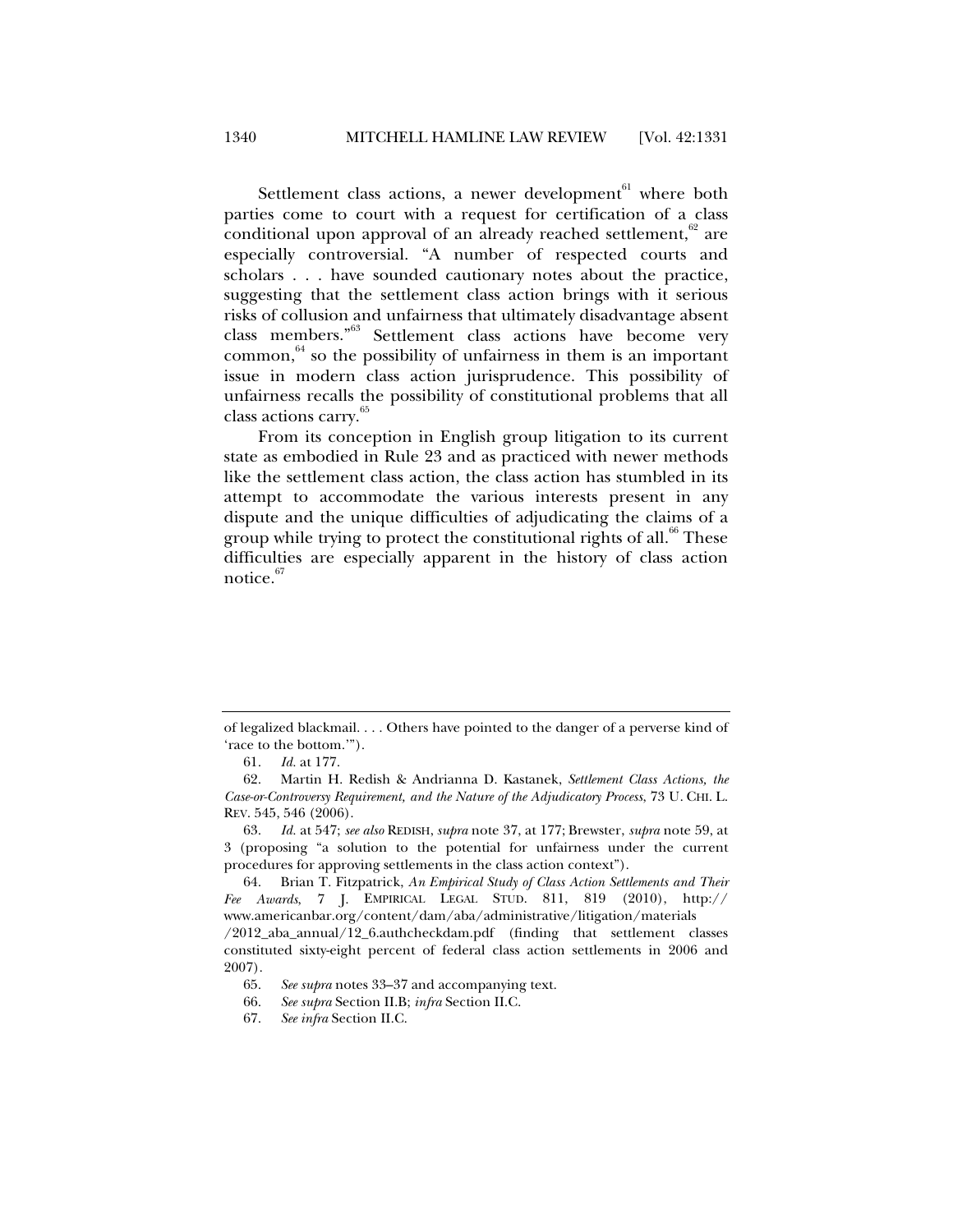Settlement class actions, a newer development[61] where both parties come to court with a request for certification of a class conditional upon approval of an already reached settlement,[62] are especially controversial. "A number of respected courts and scholars . . . have sounded cautionary notes about the practice, suggesting that the settlement class action brings with it serious risks of collusion and unfairness that ultimately disadvantage absent class members."[63] Settlement class actions have become very common,[64] so the possibility of unfairness in them is an important issue in modern class action jurisprudence. This possibility of unfairness recalls the possibility of constitutional problems that all class actions carry.[65]

From its conception in English group litigation to its current state as embodied in Rule 23 and as practiced with newer methods like the settlement class action, the class action has stumbled in its attempt to accommodate the various interests present in any dispute and the unique difficulties of adjudicating the claims of a group while trying to protect the constitutional rights of all.[66] These difficulties are especially apparent in the history of class action notice.[67]

---

of legalized blackmail. . . . Others have pointed to the danger of a perverse kind of 'race to the bottom.'").

61. *Id.* at 177.

62. Martin H. Redish & Andrianna D. Kastanek, *Settlement Class Actions, the Case-or-Controversy Requirement, and the Nature of the Adjudicatory Process*, 73 U. CHI. L. REV. 545, 546 (2006).

63. *Id.* at 547; *see also* REDISH, *supra* note 37, at 177; Brewster, *supra* note 59, at 3 (proposing "a solution to the potential for unfairness under the current procedures for approving settlements in the class action context").

64. Brian T. Fitzpatrick, *An Empirical Study of Class Action Settlements and Their Fee Awards*, 7 J. EMPIRICAL LEGAL STUD. 811, 819 (2010), http://www.americanbar.org/content/dam/aba/administrative/litigation/materials/2012_aba_annual/12_6.authcheckdam.pdf (finding that settlement classes constituted sixty-eight percent of federal class action settlements in 2006 and 2007).

65. *See supra* notes 33–37 and accompanying text.

66. *See supra* Section II.B; *infra* Section II.C.

67. *See infra* Section II.C.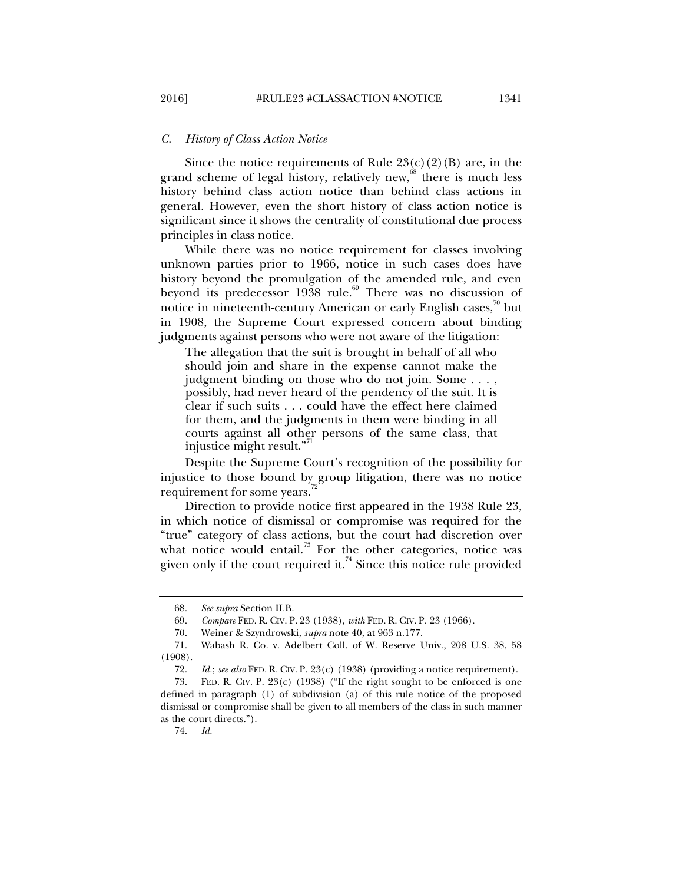### *C. History of Class Action Notice*

Since the notice requirements of Rule 23(c)(2)(B) are, in the grand scheme of legal history, relatively new,[68] there is much less history behind class action notice than behind class actions in general. However, even the short history of class action notice is significant since it shows the centrality of constitutional due process principles in class notice.

While there was no notice requirement for classes involving unknown parties prior to 1966, notice in such cases does have history beyond the promulgation of the amended rule, and even beyond its predecessor 1938 rule.[69] There was no discussion of notice in nineteenth-century American or early English cases,[70] but in 1908, the Supreme Court expressed concern about binding judgments against persons who were not aware of the litigation:

> The allegation that the suit is brought in behalf of all who should join and share in the expense cannot make the judgment binding on those who do not join. Some . . . , possibly, had never heard of the pendency of the suit. It is clear if such suits . . . could have the effect here claimed for them, and the judgments in them were binding in all courts against all other persons of the same class, that injustice might result."[71]

Despite the Supreme Court's recognition of the possibility for injustice to those bound by group litigation, there was no notice requirement for some years.[72]

Direction to provide notice first appeared in the 1938 Rule 23, in which notice of dismissal or compromise was required for the "true" category of class actions, but the court had discretion over what notice would entail.[73] For the other categories, notice was given only if the court required it.[74] Since this notice rule provided

---

68. *See supra* Section II.B.

69. *Compare* FED. R. CIV. P. 23 (1938), *with* FED. R. CIV. P. 23 (1966).

70. Weiner & Szyndrowski, *supra* note 40, at 963 n.177.

71. Wabash R. Co. v. Adelbert Coll. of W. Reserve Univ., 208 U.S. 38, 58 (1908).

72. *Id.*; *see also* FED. R. CIV. P. 23(c) (1938) (providing a notice requirement).

73. FED. R. CIV. P. 23(c) (1938) ("If the right sought to be enforced is one defined in paragraph (1) of subdivision (a) of this rule notice of the proposed dismissal or compromise shall be given to all members of the class in such manner as the court directs.").

74. *Id.*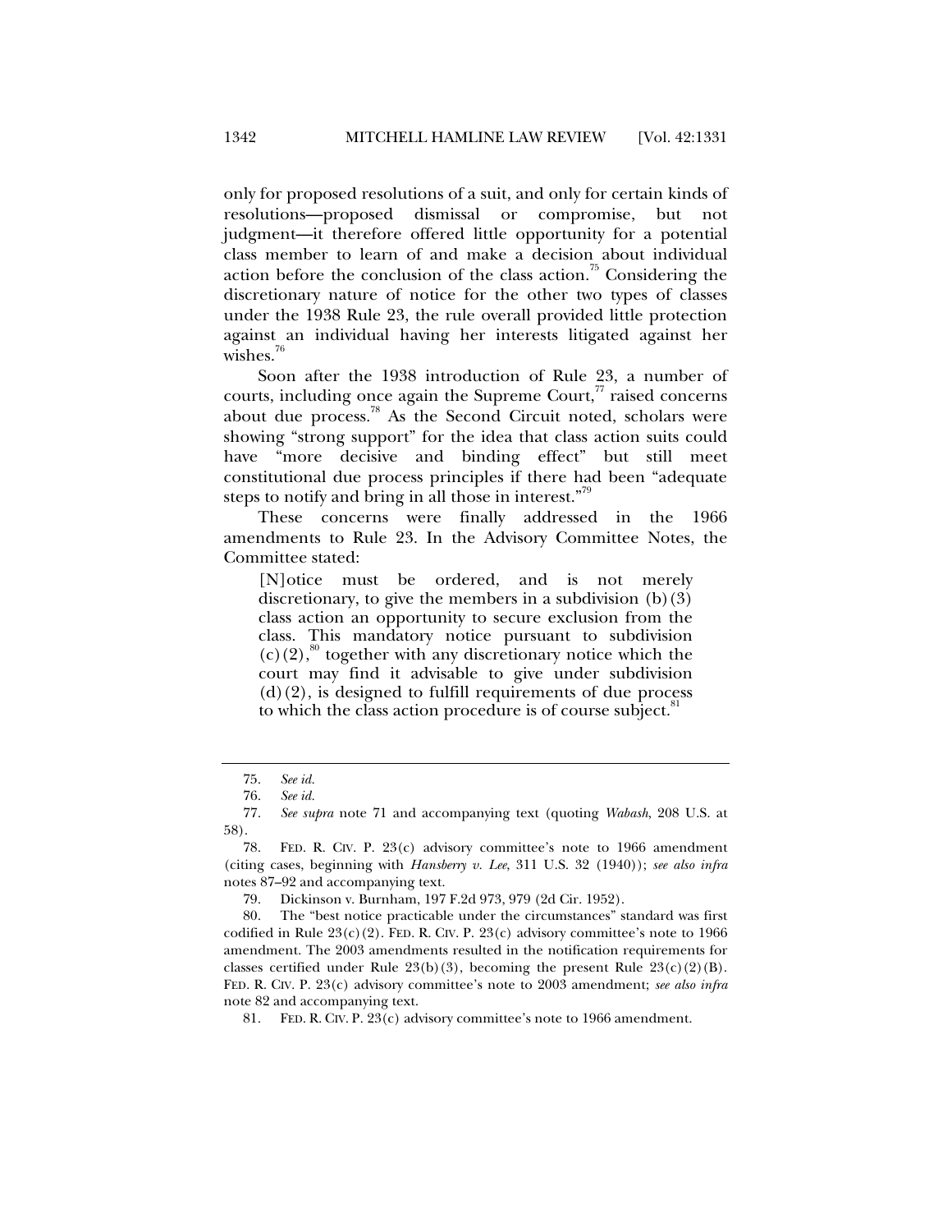only for proposed resolutions of a suit, and only for certain kinds of resolutions—proposed dismissal or compromise, but not judgment—it therefore offered little opportunity for a potential class member to learn of and make a decision about individual action before the conclusion of the class action.[75] Considering the discretionary nature of notice for the other two types of classes under the 1938 Rule 23, the rule overall provided little protection against an individual having her interests litigated against her wishes.[76]

Soon after the 1938 introduction of Rule 23, a number of courts, including once again the Supreme Court,[77] raised concerns about due process.[78] As the Second Circuit noted, scholars were showing "strong support" for the idea that class action suits could have "more decisive and binding effect" but still meet constitutional due process principles if there had been "adequate steps to notify and bring in all those in interest."[79]

These concerns were finally addressed in the 1966 amendments to Rule 23. In the Advisory Committee Notes, the Committee stated:

> [N]otice must be ordered, and is not merely discretionary, to give the members in a subdivision (b)(3) class action an opportunity to secure exclusion from the class. This mandatory notice pursuant to subdivision (c)(2),[80] together with any discretionary notice which the court may find it advisable to give under subdivision (d)(2), is designed to fulfill requirements of due process to which the class action procedure is of course subject.[81]

---

75. *See id.*

76. *See id.*

77. *See supra* note 71 and accompanying text (quoting *Wabash*, 208 U.S. at 58).

78. FED. R. CIV. P. 23(c) advisory committee's note to 1966 amendment (citing cases, beginning with *Hansberry v. Lee*, 311 U.S. 32 (1940)); *see also infra* notes 87–92 and accompanying text.

79. Dickinson v. Burnham, 197 F.2d 973, 979 (2d Cir. 1952).

80. The "best notice practicable under the circumstances" standard was first codified in Rule 23(c)(2). FED. R. CIV. P. 23(c) advisory committee's note to 1966 amendment. The 2003 amendments resulted in the notification requirements for classes certified under Rule 23(b)(3), becoming the present Rule 23(c)(2)(B). FED. R. CIV. P. 23(c) advisory committee's note to 2003 amendment; *see also infra* note 82 and accompanying text.

81. FED. R. CIV. P. 23(c) advisory committee's note to 1966 amendment.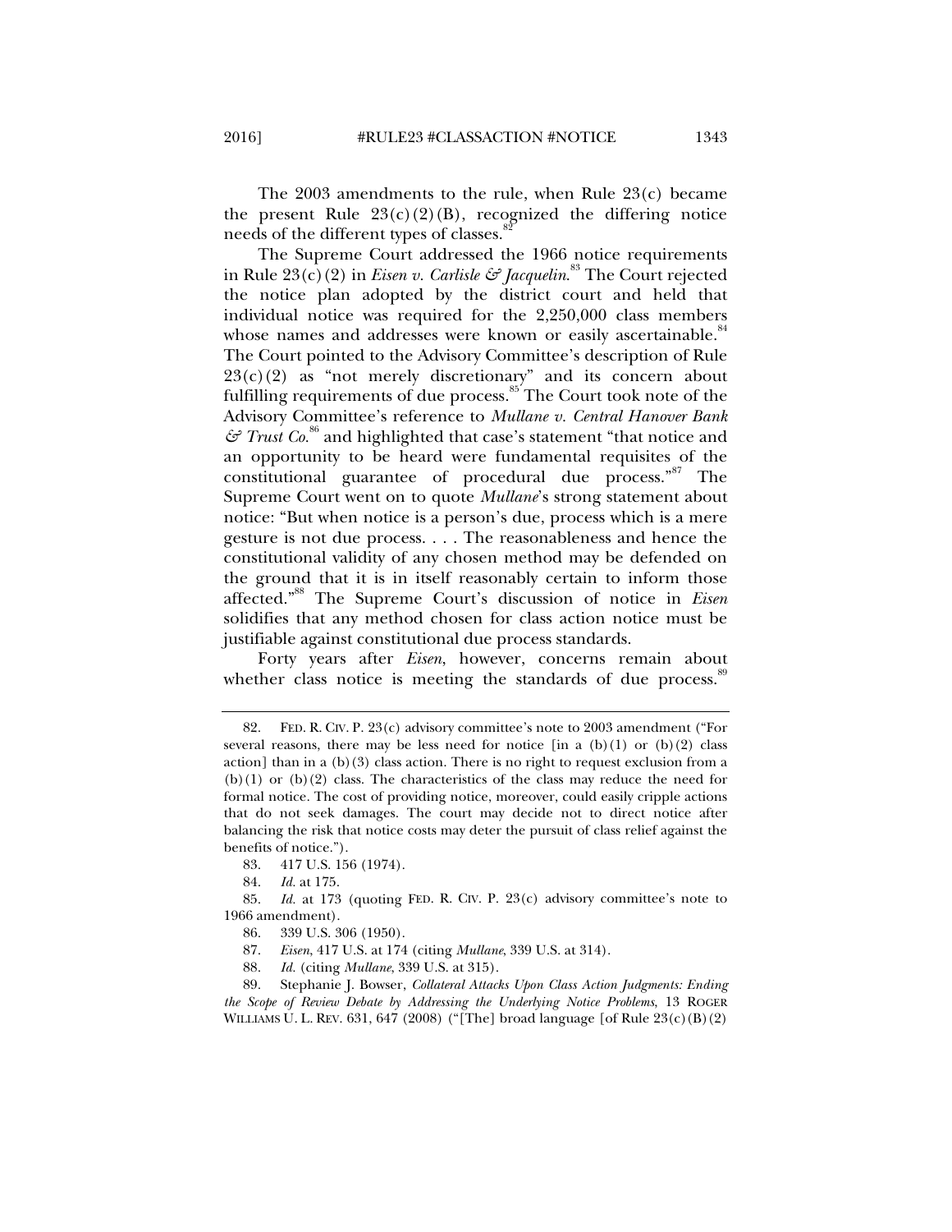The 2003 amendments to the rule, when Rule 23(c) became the present Rule 23(c)(2)(B), recognized the differing notice needs of the different types of classes.[82]

The Supreme Court addressed the 1966 notice requirements in Rule 23(c)(2) in *Eisen v. Carlisle & Jacquelin*.[83] The Court rejected the notice plan adopted by the district court and held that individual notice was required for the 2,250,000 class members whose names and addresses were known or easily ascertainable.[84] The Court pointed to the Advisory Committee's description of Rule 23(c)(2) as "not merely discretionary" and its concern about fulfilling requirements of due process.[85] The Court took note of the Advisory Committee's reference to *Mullane v. Central Hanover Bank & Trust Co.*[86] and highlighted that case's statement "that notice and an opportunity to be heard were fundamental requisites of the constitutional guarantee of procedural due process."[87] The Supreme Court went on to quote *Mullane*'s strong statement about notice: "But when notice is a person's due, process which is a mere gesture is not due process. . . . The reasonableness and hence the constitutional validity of any chosen method may be defended on the ground that it is in itself reasonably certain to inform those affected."[88] The Supreme Court's discussion of notice in *Eisen* solidifies that any method chosen for class action notice must be justifiable against constitutional due process standards.

Forty years after *Eisen*, however, concerns remain about whether class notice is meeting the standards of due process.[89]

---

82. FED. R. CIV. P. 23(c) advisory committee's note to 2003 amendment ("For several reasons, there may be less need for notice [in a (b)(1) or (b)(2) class action] than in a (b)(3) class action. There is no right to request exclusion from a (b)(1) or (b)(2) class. The characteristics of the class may reduce the need for formal notice. The cost of providing notice, moreover, could easily cripple actions that do not seek damages. The court may decide not to direct notice after balancing the risk that notice costs may deter the pursuit of class relief against the benefits of notice.").

83. 417 U.S. 156 (1974).

84. *Id.* at 175.

85. *Id.* at 173 (quoting FED. R. CIV. P. 23(c) advisory committee's note to 1966 amendment).

86. 339 U.S. 306 (1950).

87. *Eisen*, 417 U.S. at 174 (citing *Mullane*, 339 U.S. at 314).

88. *Id.* (citing *Mullane*, 339 U.S. at 315).

89. Stephanie J. Bowser, *Collateral Attacks Upon Class Action Judgments: Ending the Scope of Review Debate by Addressing the Underlying Notice Problems*, 13 ROGER WILLIAMS U. L. REV. 631, 647 (2008) ("[The] broad language [of Rule 23(c)(B)(2)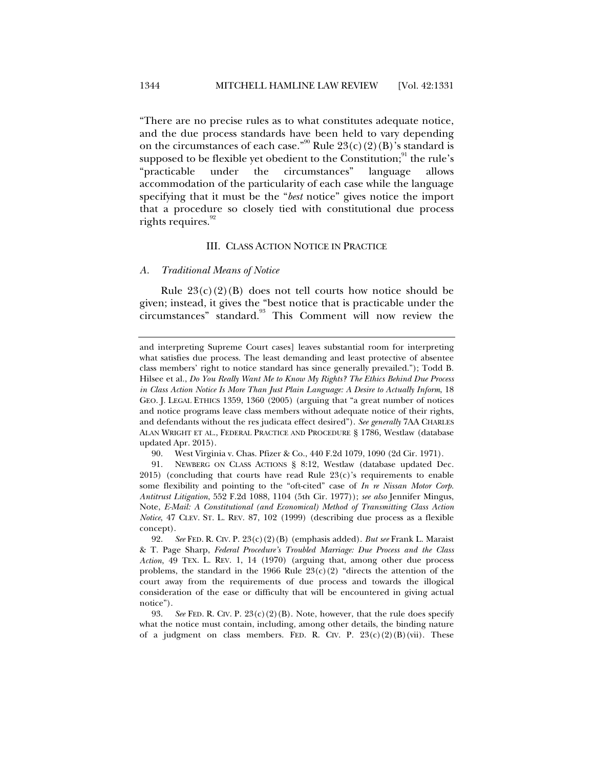"There are no precise rules as to what constitutes adequate notice, and the due process standards have been held to vary depending on the circumstances of each case."[90] Rule 23(c)(2)(B)'s standard is supposed to be flexible yet obedient to the Constitution;[91] the rule's "practicable under the circumstances" language allows accommodation of the particularity of each case while the language specifying that it must be the "*best* notice" gives notice the import that a procedure so closely tied with constitutional due process rights requires.[92]

## III. CLASS ACTION NOTICE IN PRACTICE

### *A. Traditional Means of Notice*

Rule 23(c)(2)(B) does not tell courts how notice should be given; instead, it gives the "best notice that is practicable under the circumstances" standard.[93] This Comment will now review the

---

and interpreting Supreme Court cases] leaves substantial room for interpreting what satisfies due process. The least demanding and least protective of absentee class members' right to notice standard has since generally prevailed."); Todd B. Hilsee et al., *Do You Really Want Me to Know My Rights? The Ethics Behind Due Process in Class Action Notice Is More Than Just Plain Language: A Desire to Actually Inform*, 18 GEO. J. LEGAL ETHICS 1359, 1360 (2005) (arguing that "a great number of notices and notice programs leave class members without adequate notice of their rights, and defendants without the res judicata effect desired"). *See generally* 7AA CHARLES ALAN WRIGHT ET AL., FEDERAL PRACTICE AND PROCEDURE § 1786, Westlaw (database updated Apr. 2015).

90. West Virginia v. Chas. Pfizer & Co., 440 F.2d 1079, 1090 (2d Cir. 1971).

91. NEWBERG ON CLASS ACTIONS § 8:12, Westlaw (database updated Dec. 2015) (concluding that courts have read Rule 23(c)'s requirements to enable some flexibility and pointing to the "oft-cited" case of *In re Nissan Motor Corp. Antitrust Litigation*, 552 F.2d 1088, 1104 (5th Cir. 1977)); *see also* Jennifer Mingus, Note, *E-Mail: A Constitutional (and Economical) Method of Transmitting Class Action Notice*, 47 CLEV. ST. L. REV. 87, 102 (1999) (describing due process as a flexible concept).

92. *See* FED. R. CIV. P. 23(c)(2)(B) (emphasis added). *But see* Frank L. Maraist & T. Page Sharp, *Federal Procedure's Troubled Marriage: Due Process and the Class Action*, 49 TEX. L. REV. 1, 14 (1970) (arguing that, among other due process problems, the standard in the 1966 Rule 23(c)(2) "directs the attention of the court away from the requirements of due process and towards the illogical consideration of the ease or difficulty that will be encountered in giving actual notice").

93. *See* FED. R. CIV. P. 23(c)(2)(B). Note, however, that the rule does specify what the notice must contain, including, among other details, the binding nature of a judgment on class members. FED. R. CIV. P. 23(c)(2)(B)(vii). These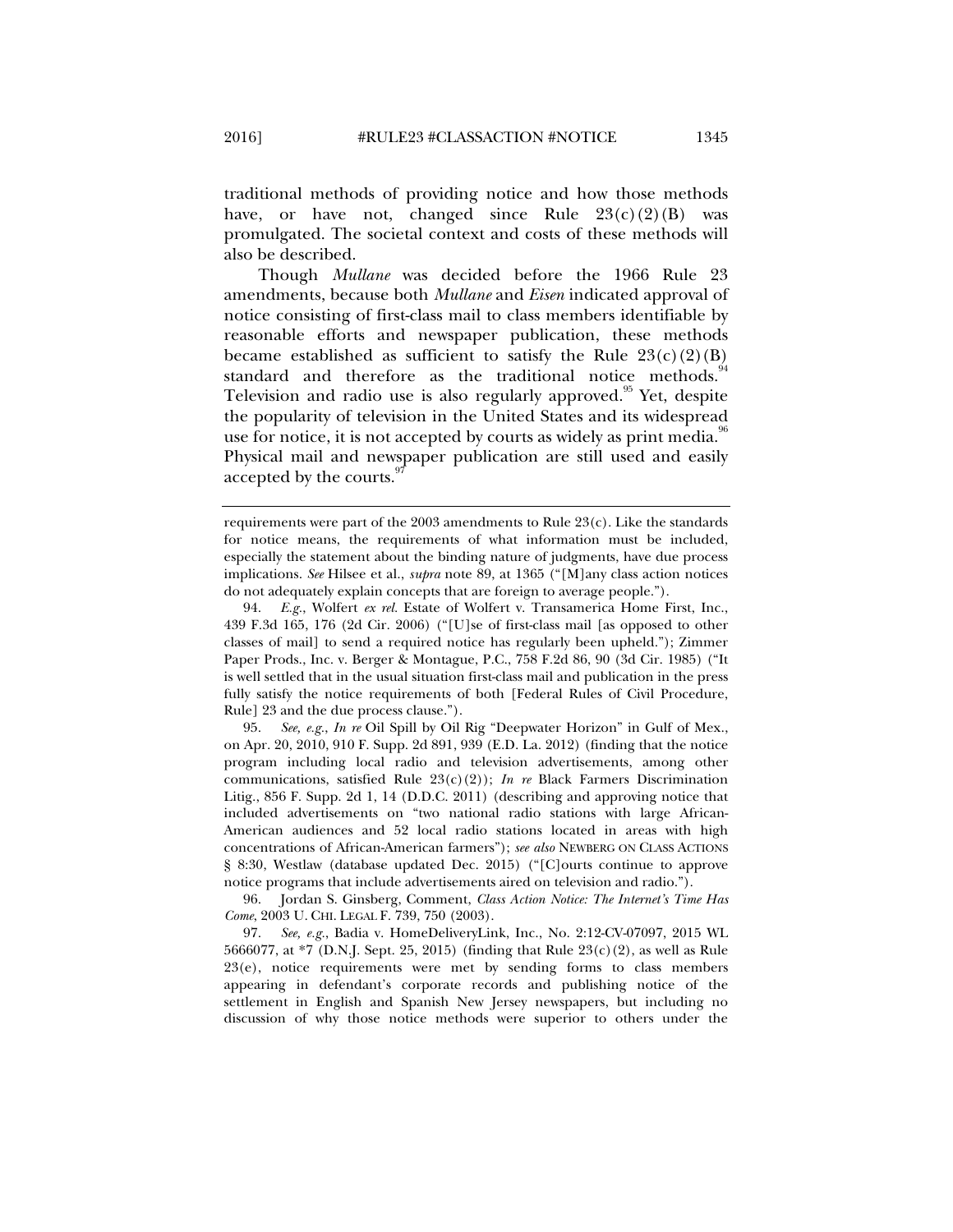traditional methods of providing notice and how those methods have, or have not, changed since Rule 23(c)(2)(B) was promulgated. The societal context and costs of these methods will also be described.

Though *Mullane* was decided before the 1966 Rule 23 amendments, because both *Mullane* and *Eisen* indicated approval of notice consisting of first-class mail to class members identifiable by reasonable efforts and newspaper publication, these methods became established as sufficient to satisfy the Rule 23(c)(2)(B) standard and therefore as the traditional notice methods.[94] Television and radio use is also regularly approved.[95] Yet, despite the popularity of television in the United States and its widespread use for notice, it is not accepted by courts as widely as print media.[96] Physical mail and newspaper publication are still used and easily accepted by the courts.[97]

---

requirements were part of the 2003 amendments to Rule 23(c). Like the standards for notice means, the requirements of what information must be included, especially the statement about the binding nature of judgments, have due process implications. *See* Hilsee et al., *supra* note 89, at 1365 ("[M]any class action notices do not adequately explain concepts that are foreign to average people.").

94. *E.g.*, Wolfert *ex rel.* Estate of Wolfert v. Transamerica Home First, Inc., 439 F.3d 165, 176 (2d Cir. 2006) ("[U]se of first-class mail [as opposed to other classes of mail] to send a required notice has regularly been upheld."); Zimmer Paper Prods., Inc. v. Berger & Montague, P.C., 758 F.2d 86, 90 (3d Cir. 1985) ("It is well settled that in the usual situation first-class mail and publication in the press fully satisfy the notice requirements of both [Federal Rules of Civil Procedure, Rule] 23 and the due process clause.").

95. *See, e.g.*, *In re* Oil Spill by Oil Rig "Deepwater Horizon" in Gulf of Mex., on Apr. 20, 2010, 910 F. Supp. 2d 891, 939 (E.D. La. 2012) (finding that the notice program including local radio and television advertisements, among other communications, satisfied Rule 23(c)(2)); *In re* Black Farmers Discrimination Litig., 856 F. Supp. 2d 1, 14 (D.D.C. 2011) (describing and approving notice that included advertisements on "two national radio stations with large African-American audiences and 52 local radio stations located in areas with high concentrations of African-American farmers"); *see also* NEWBERG ON CLASS ACTIONS § 8:30, Westlaw (database updated Dec. 2015) ("[C]ourts continue to approve notice programs that include advertisements aired on television and radio.").

96. Jordan S. Ginsberg, Comment, *Class Action Notice: The Internet's Time Has Come*, 2003 U. CHI. LEGAL F. 739, 750 (2003).

97. *See, e.g.*, Badia v. HomeDeliveryLink, Inc., No. 2:12-CV-07097, 2015 WL 5666077, at *7 (D.N.J. Sept. 25, 2015) (finding that Rule 23(c)(2), as well as Rule 23(e), notice requirements were met by sending forms to class members appearing in defendant's corporate records and publishing notice of the settlement in English and Spanish New Jersey newspapers, but including no discussion of why those notice methods were superior to others under the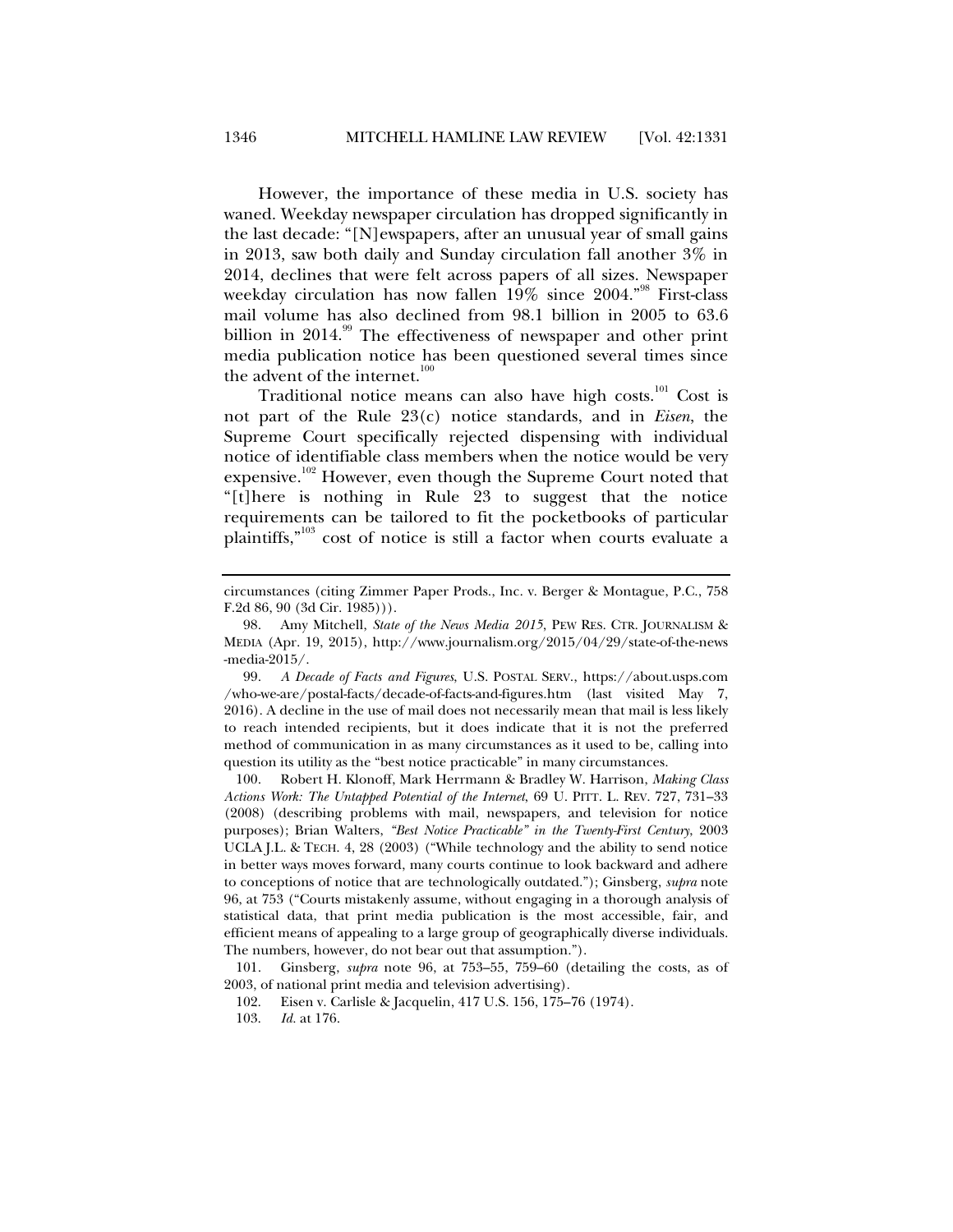However, the importance of these media in U.S. society has waned. Weekday newspaper circulation has dropped significantly in the last decade: "[N]ewspapers, after an unusual year of small gains in 2013, saw both daily and Sunday circulation fall another 3% in 2014, declines that were felt across papers of all sizes. Newspaper weekday circulation has now fallen 19% since 2004."[98] First-class mail volume has also declined from 98.1 billion in 2005 to 63.6 billion in 2014.[99] The effectiveness of newspaper and other print media publication notice has been questioned several times since the advent of the internet.[100]

Traditional notice means can also have high costs.[101] Cost is not part of the Rule 23(c) notice standards, and in *Eisen*, the Supreme Court specifically rejected dispensing with individual notice of identifiable class members when the notice would be very expensive.[102] However, even though the Supreme Court noted that "[t]here is nothing in Rule 23 to suggest that the notice requirements can be tailored to fit the pocketbooks of particular plaintiffs,"[103] cost of notice is still a factor when courts evaluate a

---

circumstances (citing Zimmer Paper Prods., Inc. v. Berger & Montague, P.C., 758 F.2d 86, 90 (3d Cir. 1985))).

98. Amy Mitchell, *State of the News Media 2015*, PEW RES. CTR. JOURNALISM & MEDIA (Apr. 19, 2015), http://www.journalism.org/2015/04/29/state-of-the-news-media-2015/.

99. *A Decade of Facts and Figures*, U.S. POSTAL SERV., https://about.usps.com/who-we-are/postal-facts/decade-of-facts-and-figures.htm (last visited May 7, 2016). A decline in the use of mail does not necessarily mean that mail is less likely to reach intended recipients, but it does indicate that it is not the preferred method of communication in as many circumstances as it used to be, calling into question its utility as the "best notice practicable" in many circumstances.

100. Robert H. Klonoff, Mark Herrmann & Bradley W. Harrison, *Making Class Actions Work: The Untapped Potential of the Internet*, 69 U. PITT. L. REV. 727, 731–33 (2008) (describing problems with mail, newspapers, and television for notice purposes); Brian Walters, *"Best Notice Practicable" in the Twenty-First Century*, 2003 UCLA J.L. & TECH. 4, 28 (2003) ("While technology and the ability to send notice in better ways moves forward, many courts continue to look backward and adhere to conceptions of notice that are technologically outdated."); Ginsberg, *supra* note 96, at 753 ("Courts mistakenly assume, without engaging in a thorough analysis of statistical data, that print media publication is the most accessible, fair, and efficient means of appealing to a large group of geographically diverse individuals. The numbers, however, do not bear out that assumption.").

101. Ginsberg, *supra* note 96, at 753–55, 759–60 (detailing the costs, as of 2003, of national print media and television advertising).

102. Eisen v. Carlisle & Jacquelin, 417 U.S. 156, 175–76 (1974).

103. *Id.* at 176.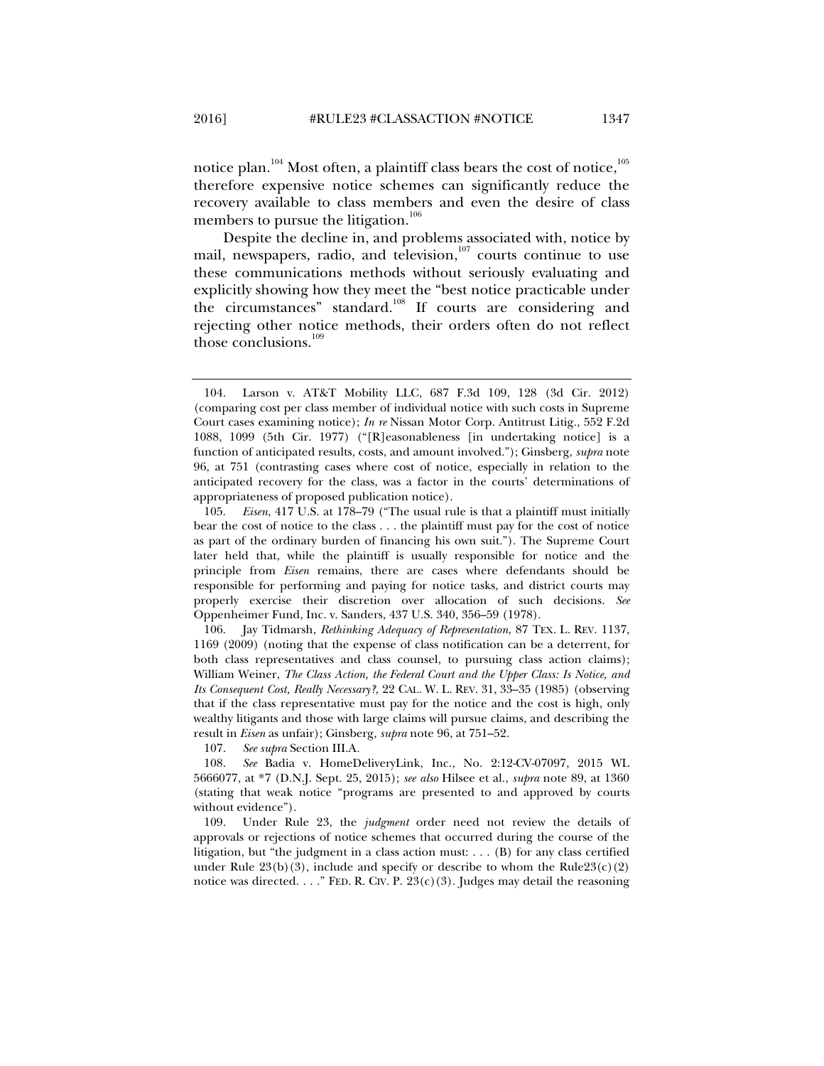notice plan.[104] Most often, a plaintiff class bears the cost of notice,[105] therefore expensive notice schemes can significantly reduce the recovery available to class members and even the desire of class members to pursue the litigation.[106]

Despite the decline in, and problems associated with, notice by mail, newspapers, radio, and television,[107] courts continue to use these communications methods without seriously evaluating and explicitly showing how they meet the "best notice practicable under the circumstances" standard.[108] If courts are considering and rejecting other notice methods, their orders often do not reflect those conclusions.[109]

---

104. Larson v. AT&T Mobility LLC, 687 F.3d 109, 128 (3d Cir. 2012) (comparing cost per class member of individual notice with such costs in Supreme Court cases examining notice); *In re* Nissan Motor Corp. Antitrust Litig., 552 F.2d 1088, 1099 (5th Cir. 1977) ("[R]easonableness [in undertaking notice] is a function of anticipated results, costs, and amount involved."); Ginsberg, *supra* note 96, at 751 (contrasting cases where cost of notice, especially in relation to the anticipated recovery for the class, was a factor in the courts' determinations of appropriateness of proposed publication notice).

105. *Eisen*, 417 U.S. at 178–79 ("The usual rule is that a plaintiff must initially bear the cost of notice to the class . . . the plaintiff must pay for the cost of notice as part of the ordinary burden of financing his own suit."). The Supreme Court later held that, while the plaintiff is usually responsible for notice and the principle from *Eisen* remains, there are cases where defendants should be responsible for performing and paying for notice tasks, and district courts may properly exercise their discretion over allocation of such decisions. *See* Oppenheimer Fund, Inc. v. Sanders, 437 U.S. 340, 356–59 (1978).

106. Jay Tidmarsh, *Rethinking Adequacy of Representation*, 87 TEX. L. REV. 1137, 1169 (2009) (noting that the expense of class notification can be a deterrent, for both class representatives and class counsel, to pursuing class action claims); William Weiner, *The Class Action, the Federal Court and the Upper Class: Is Notice, and Its Consequent Cost, Really Necessary?*, 22 CAL. W. L. REV. 31, 33–35 (1985) (observing that if the class representative must pay for the notice and the cost is high, only wealthy litigants and those with large claims will pursue claims, and describing the result in *Eisen* as unfair); Ginsberg, *supra* note 96, at 751–52.

107. *See supra* Section III.A.

108. *See* Badia v. HomeDeliveryLink, Inc., No. 2:12-CV-07097, 2015 WL 5666077, at *7 (D.N.J. Sept. 25, 2015); *see also* Hilsee et al., *supra* note 89, at 1360 (stating that weak notice "programs are presented to and approved by courts without evidence").

109. Under Rule 23, the *judgment* order need not review the details of approvals or rejections of notice schemes that occurred during the course of the litigation, but "the judgment in a class action must: . . . (B) for any class certified under Rule 23(b)(3), include and specify or describe to whom the Rule23(c)(2) notice was directed. . . ." FED. R. CIV. P. 23(c)(3). Judges may detail the reasoning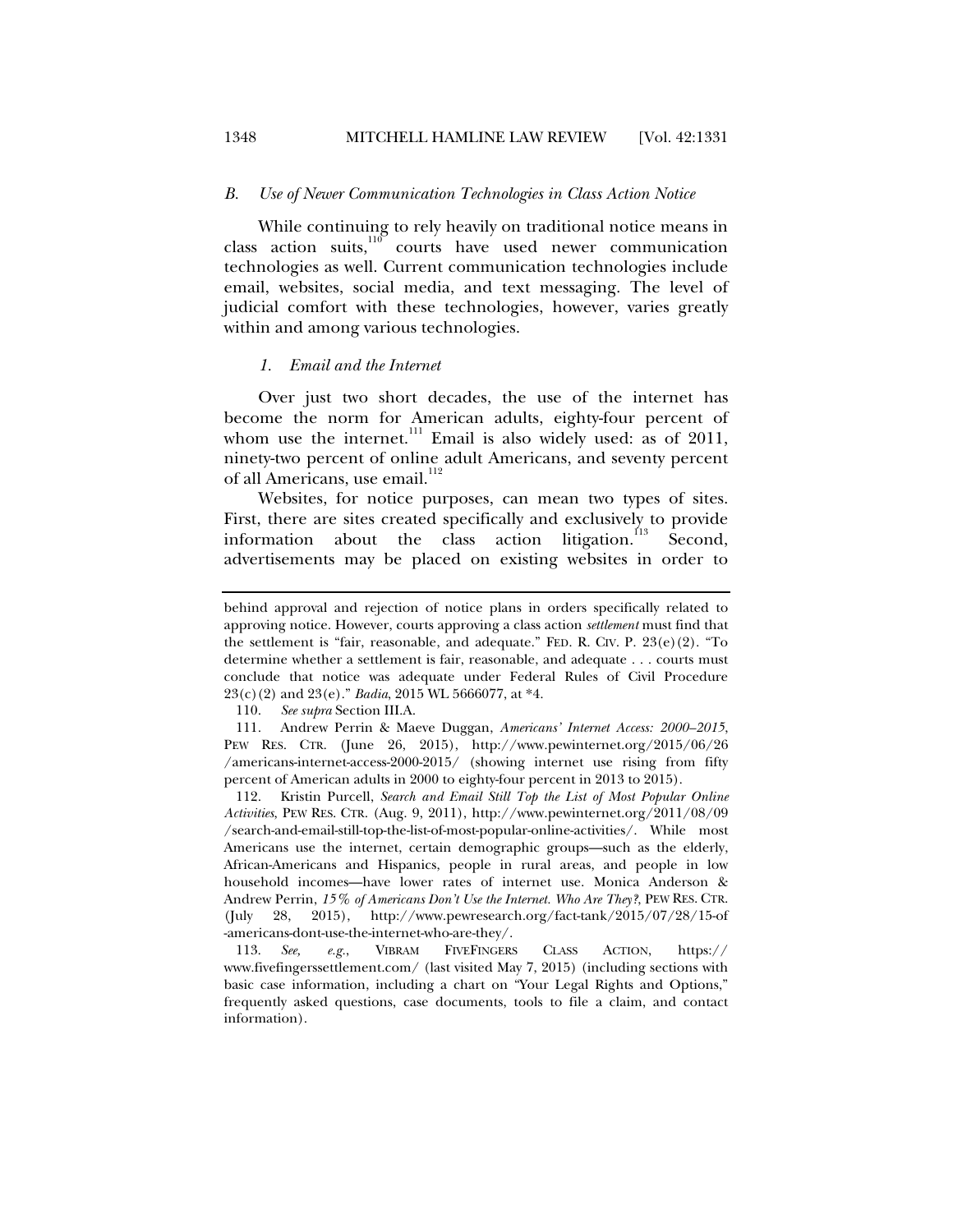### *B. Use of Newer Communication Technologies in Class Action Notice*

While continuing to rely heavily on traditional notice means in class action suits,[110] courts have used newer communication technologies as well. Current communication technologies include email, websites, social media, and text messaging. The level of judicial comfort with these technologies, however, varies greatly within and among various technologies.

#### *1. Email and the Internet*

Over just two short decades, the use of the internet has become the norm for American adults, eighty-four percent of whom use the internet.[111] Email is also widely used: as of 2011, ninety-two percent of online adult Americans, and seventy percent of all Americans, use email.[112]

Websites, for notice purposes, can mean two types of sites. First, there are sites created specifically and exclusively to provide information about the class action litigation.[113] Second, advertisements may be placed on existing websites in order to

---

behind approval and rejection of notice plans in orders specifically related to approving notice. However, courts approving a class action *settlement* must find that the settlement is "fair, reasonable, and adequate." FED. R. CIV. P. 23(e)(2). "To determine whether a settlement is fair, reasonable, and adequate . . . courts must conclude that notice was adequate under Federal Rules of Civil Procedure 23(c)(2) and 23(e)." *Badia*, 2015 WL 5666077, at *4.

110. *See supra* Section III.A.

111. Andrew Perrin & Maeve Duggan, *Americans' Internet Access: 2000–2015*, PEW RES. CTR. (June 26, 2015), http://www.pewinternet.org/2015/06/26/americans-internet-access-2000-2015/ (showing internet use rising from fifty percent of American adults in 2000 to eighty-four percent in 2013 to 2015).

112. Kristin Purcell, *Search and Email Still Top the List of Most Popular Online Activities*, PEW RES. CTR. (Aug. 9, 2011), http://www.pewinternet.org/2011/08/09/search-and-email-still-top-the-list-of-most-popular-online-activities/. While most Americans use the internet, certain demographic groups—such as the elderly, African-Americans and Hispanics, people in rural areas, and people in low household incomes—have lower rates of internet use. Monica Anderson & Andrew Perrin, *15% of Americans Don't Use the Internet. Who Are They?*, PEW RES. CTR. (July 28, 2015), http://www.pewresearch.org/fact-tank/2015/07/28/15-of-americans-dont-use-the-internet-who-are-they/.

113. *See, e.g.*, VIBRAM FIVEFINGERS CLASS ACTION, https://www.fivefingerssettlement.com/ (last visited May 7, 2015) (including sections with basic case information, including a chart on "Your Legal Rights and Options," frequently asked questions, case documents, tools to file a claim, and contact information).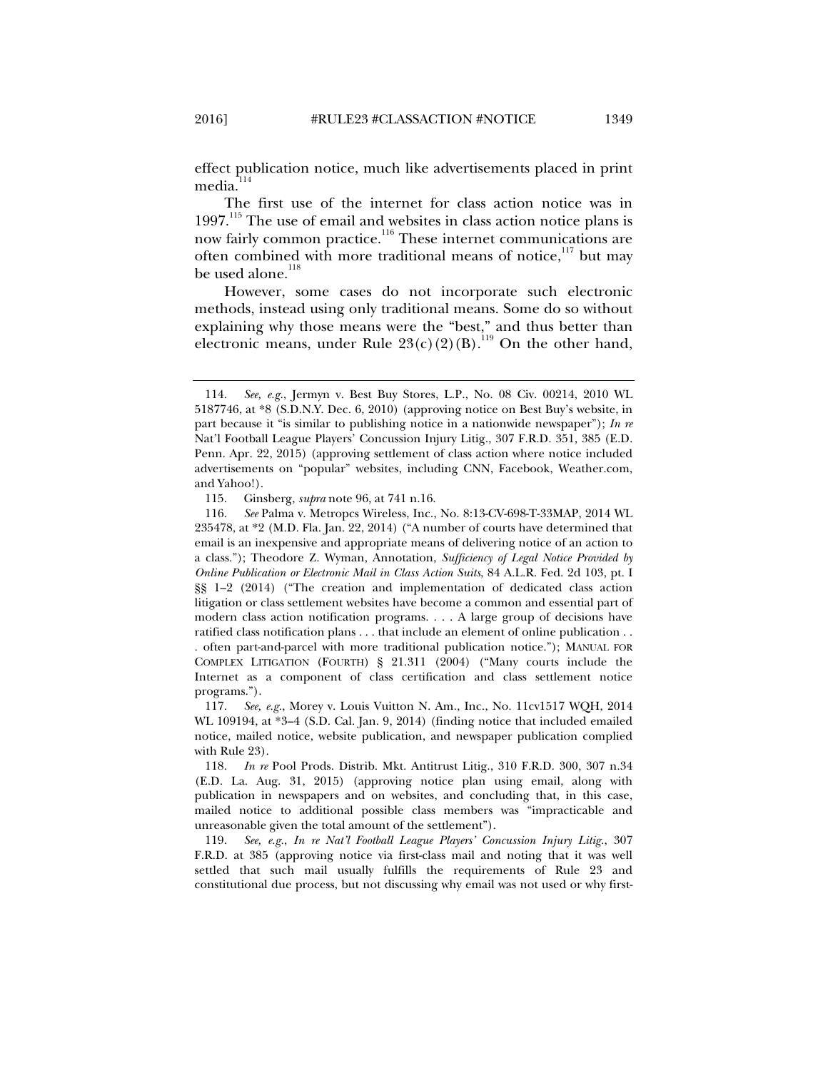effect publication notice, much like advertisements placed in print media.[114]

The first use of the internet for class action notice was in 1997.[115] The use of email and websites in class action notice plans is now fairly common practice.[116] These internet communications are often combined with more traditional means of notice,[117] but may be used alone.[118]

However, some cases do not incorporate such electronic methods, instead using only traditional means. Some do so without explaining why those means were the "best," and thus better than electronic means, under Rule 23(c)(2)(B).[119] On the other hand,

---

114. *See, e.g.*, Jermyn v. Best Buy Stores, L.P., No. 08 Civ. 00214, 2010 WL 5187746, at *8 (S.D.N.Y. Dec. 6, 2010) (approving notice on Best Buy's website, in part because it "is similar to publishing notice in a nationwide newspaper"); *In re* Nat'l Football League Players' Concussion Injury Litig., 307 F.R.D. 351, 385 (E.D. Penn. Apr. 22, 2015) (approving settlement of class action where notice included advertisements on "popular" websites, including CNN, Facebook, Weather.com, and Yahoo!).

115. Ginsberg, *supra* note 96, at 741 n.16.

116. *See* Palma v. Metropcs Wireless, Inc., No. 8:13-CV-698-T-33MAP, 2014 WL 235478, at *2 (M.D. Fla. Jan. 22, 2014) ("A number of courts have determined that email is an inexpensive and appropriate means of delivering notice of an action to a class."); Theodore Z. Wyman, Annotation, *Sufficiency of Legal Notice Provided by Online Publication or Electronic Mail in Class Action Suits*, 84 A.L.R. Fed. 2d 103, pt. I §§ 1–2 (2014) ("The creation and implementation of dedicated class action litigation or class settlement websites have become a common and essential part of modern class action notification programs. . . . A large group of decisions have ratified class notification plans . . . that include an element of online publication . . . often part-and-parcel with more traditional publication notice."); MANUAL FOR COMPLEX LITIGATION (FOURTH) § 21.311 (2004) ("Many courts include the Internet as a component of class certification and class settlement notice programs.").

117. *See, e.g.*, Morey v. Louis Vuitton N. Am., Inc., No. 11cv1517 WQH, 2014 WL 109194, at *3–4 (S.D. Cal. Jan. 9, 2014) (finding notice that included emailed notice, mailed notice, website publication, and newspaper publication complied with Rule 23).

118. *In re* Pool Prods. Distrib. Mkt. Antitrust Litig., 310 F.R.D. 300, 307 n.34 (E.D. La. Aug. 31, 2015) (approving notice plan using email, along with publication in newspapers and on websites, and concluding that, in this case, mailed notice to additional possible class members was "impracticable and unreasonable given the total amount of the settlement").

119. *See, e.g.*, *In re Nat'l Football League Players' Concussion Injury Litig.*, 307 F.R.D. at 385 (approving notice via first-class mail and noting that it was well settled that such mail usually fulfills the requirements of Rule 23 and constitutional due process, but not discussing why email was not used or why first-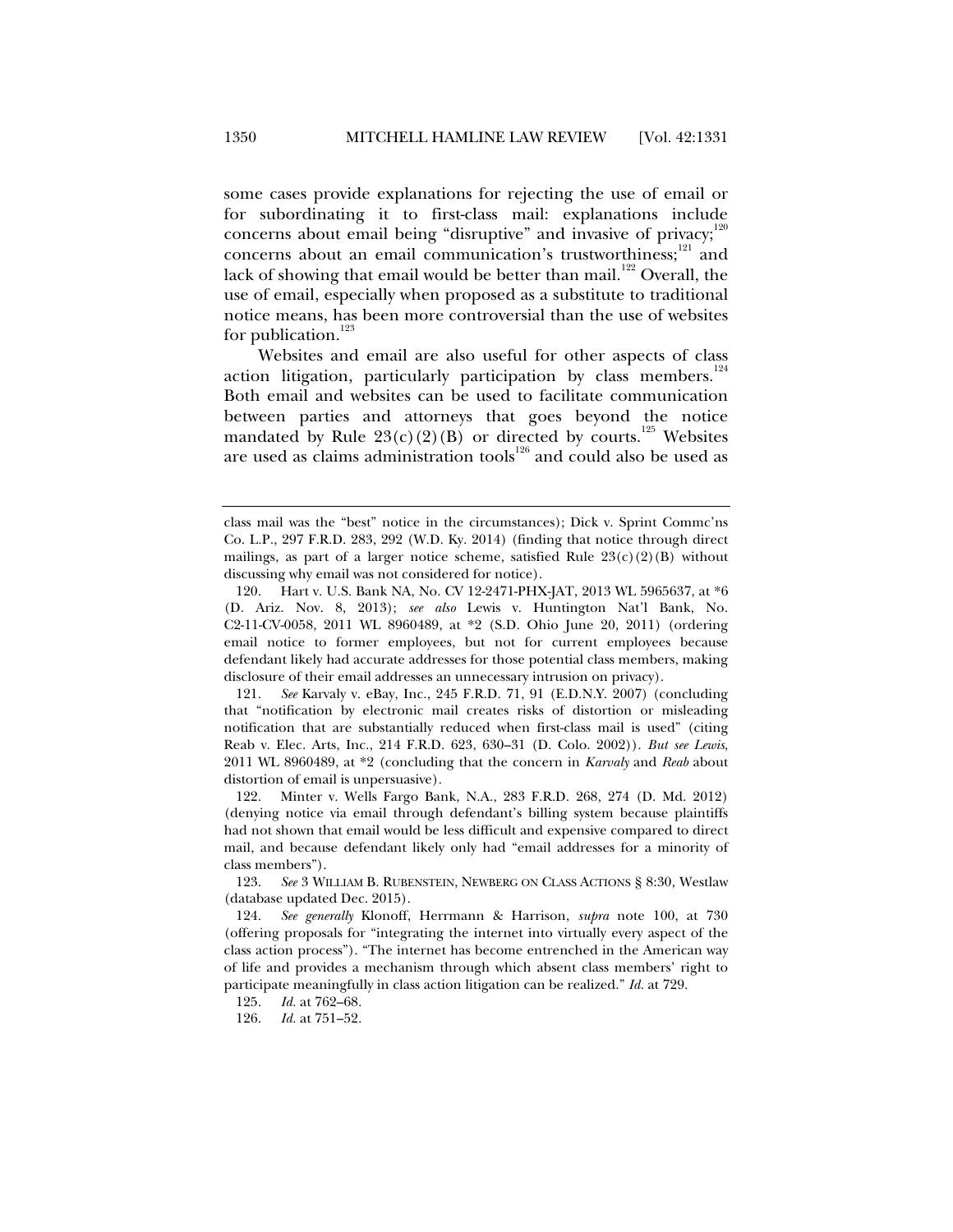some cases provide explanations for rejecting the use of email or for subordinating it to first-class mail: explanations include concerns about email being "disruptive" and invasive of privacy;[120] concerns about an email communication's trustworthiness;[121] and lack of showing that email would be better than mail.[122] Overall, the use of email, especially when proposed as a substitute to traditional notice means, has been more controversial than the use of websites for publication.[123]

Websites and email are also useful for other aspects of class action litigation, particularly participation by class members.[124] Both email and websites can be used to facilitate communication between parties and attorneys that goes beyond the notice mandated by Rule 23(c)(2)(B) or directed by courts.[125] Websites are used as claims administration tools[126] and could also be used as

---

class mail was the "best" notice in the circumstances); Dick v. Sprint Commc'ns Co. L.P., 297 F.R.D. 283, 292 (W.D. Ky. 2014) (finding that notice through direct mailings, as part of a larger notice scheme, satisfied Rule 23(c)(2)(B) without discussing why email was not considered for notice).

120. Hart v. U.S. Bank NA, No. CV 12-2471-PHX-JAT, 2013 WL 5965637, at *6 (D. Ariz. Nov. 8, 2013); *see also* Lewis v. Huntington Nat'l Bank, No. C2-11-CV-0058, 2011 WL 8960489, at *2 (S.D. Ohio June 20, 2011) (ordering email notice to former employees, but not for current employees because defendant likely had accurate addresses for those potential class members, making disclosure of their email addresses an unnecessary intrusion on privacy).

121. *See* Karvaly v. eBay, Inc., 245 F.R.D. 71, 91 (E.D.N.Y. 2007) (concluding that "notification by electronic mail creates risks of distortion or misleading notification that are substantially reduced when first-class mail is used" (citing Reab v. Elec. Arts, Inc., 214 F.R.D. 623, 630–31 (D. Colo. 2002)). *But see Lewis*, 2011 WL 8960489, at *2 (concluding that the concern in *Karvaly* and *Reab* about distortion of email is unpersuasive).

122. Minter v. Wells Fargo Bank, N.A., 283 F.R.D. 268, 274 (D. Md. 2012) (denying notice via email through defendant's billing system because plaintiffs had not shown that email would be less difficult and expensive compared to direct mail, and because defendant likely only had "email addresses for a minority of class members").

123. *See* 3 WILLIAM B. RUBENSTEIN, NEWBERG ON CLASS ACTIONS § 8:30, Westlaw (database updated Dec. 2015).

124. *See generally* Klonoff, Herrmann & Harrison, *supra* note 100, at 730 (offering proposals for "integrating the internet into virtually every aspect of the class action process"). "The internet has become entrenched in the American way of life and provides a mechanism through which absent class members' right to participate meaningfully in class action litigation can be realized." *Id.* at 729.

125. *Id.* at 762–68.

126. *Id.* at 751–52.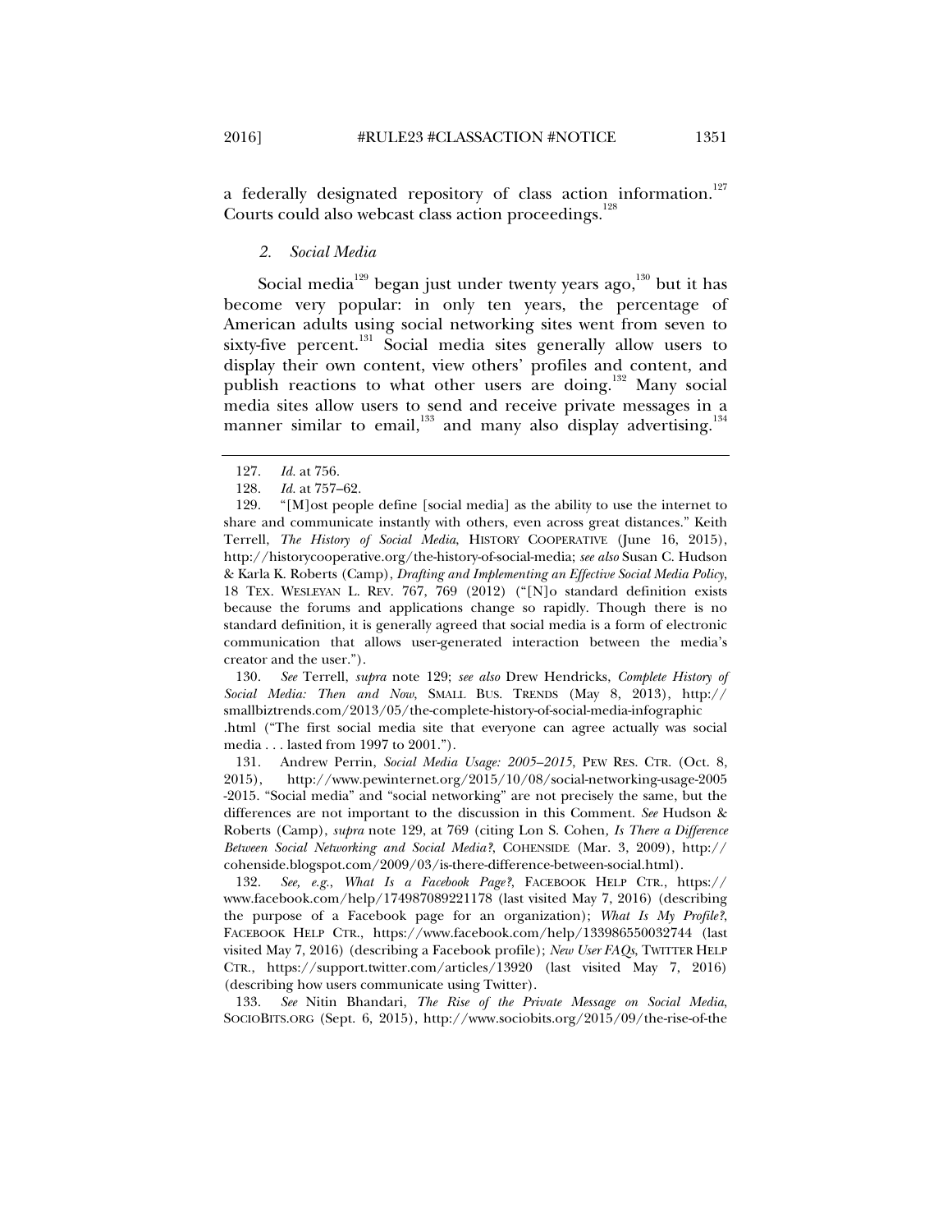a federally designated repository of class action information.[127] Courts could also webcast class action proceedings.[128]

### *2. Social Media*

Social media[129] began just under twenty years ago,[130] but it has become very popular: in only ten years, the percentage of American adults using social networking sites went from seven to sixty-five percent.[131] Social media sites generally allow users to display their own content, view others' profiles and content, and publish reactions to what other users are doing.[132] Many social media sites allow users to send and receive private messages in a manner similar to email,[133] and many also display advertising.[134]

---

127. *Id.* at 756.

128. *Id.* at 757–62.

129. "[M]ost people define [social media] as the ability to use the internet to share and communicate instantly with others, even across great distances." Keith Terrell, *The History of Social Media*, HISTORY COOPERATIVE (June 16, 2015), http://historycooperative.org/the-history-of-social-media; *see also* Susan C. Hudson & Karla K. Roberts (Camp), *Drafting and Implementing an Effective Social Media Policy*, 18 TEX. WESLEYAN L. REV. 767, 769 (2012) ("[N]o standard definition exists because the forums and applications change so rapidly. Though there is no standard definition, it is generally agreed that social media is a form of electronic communication that allows user-generated interaction between the media's creator and the user.").

130. *See* Terrell, *supra* note 129; *see also* Drew Hendricks, *Complete History of Social Media: Then and Now*, SMALL BUS. TRENDS (May 8, 2013), http://smallbiztrends.com/2013/05/the-complete-history-of-social-media-infographic.html ("The first social media site that everyone can agree actually was social media . . . lasted from 1997 to 2001.").

131. Andrew Perrin, *Social Media Usage: 2005–2015*, PEW RES. CTR. (Oct. 8, 2015), http://www.pewinternet.org/2015/10/08/social-networking-usage-2005-2015. "Social media" and "social networking" are not precisely the same, but the differences are not important to the discussion in this Comment. *See* Hudson & Roberts (Camp), *supra* note 129, at 769 (citing Lon S. Cohen, *Is There a Difference Between Social Networking and Social Media?*, COHENSIDE (Mar. 3, 2009), http://cohenside.blogspot.com/2009/03/is-there-difference-between-social.html).

132. *See, e.g.*, *What Is a Facebook Page?*, FACEBOOK HELP CTR., https://www.facebook.com/help/174987089221178 (last visited May 7, 2016) (describing the purpose of a Facebook page for an organization); *What Is My Profile?*, FACEBOOK HELP CTR., https://www.facebook.com/help/133986550032744 (last visited May 7, 2016) (describing a Facebook profile); *New User FAQs*, TWITTER HELP CTR., https://support.twitter.com/articles/13920 (last visited May 7, 2016) (describing how users communicate using Twitter).

133. *See* Nitin Bhandari, *The Rise of the Private Message on Social Media*, SOCIOBITS.ORG (Sept. 6, 2015), http://www.sociobits.org/2015/09/the-rise-of-the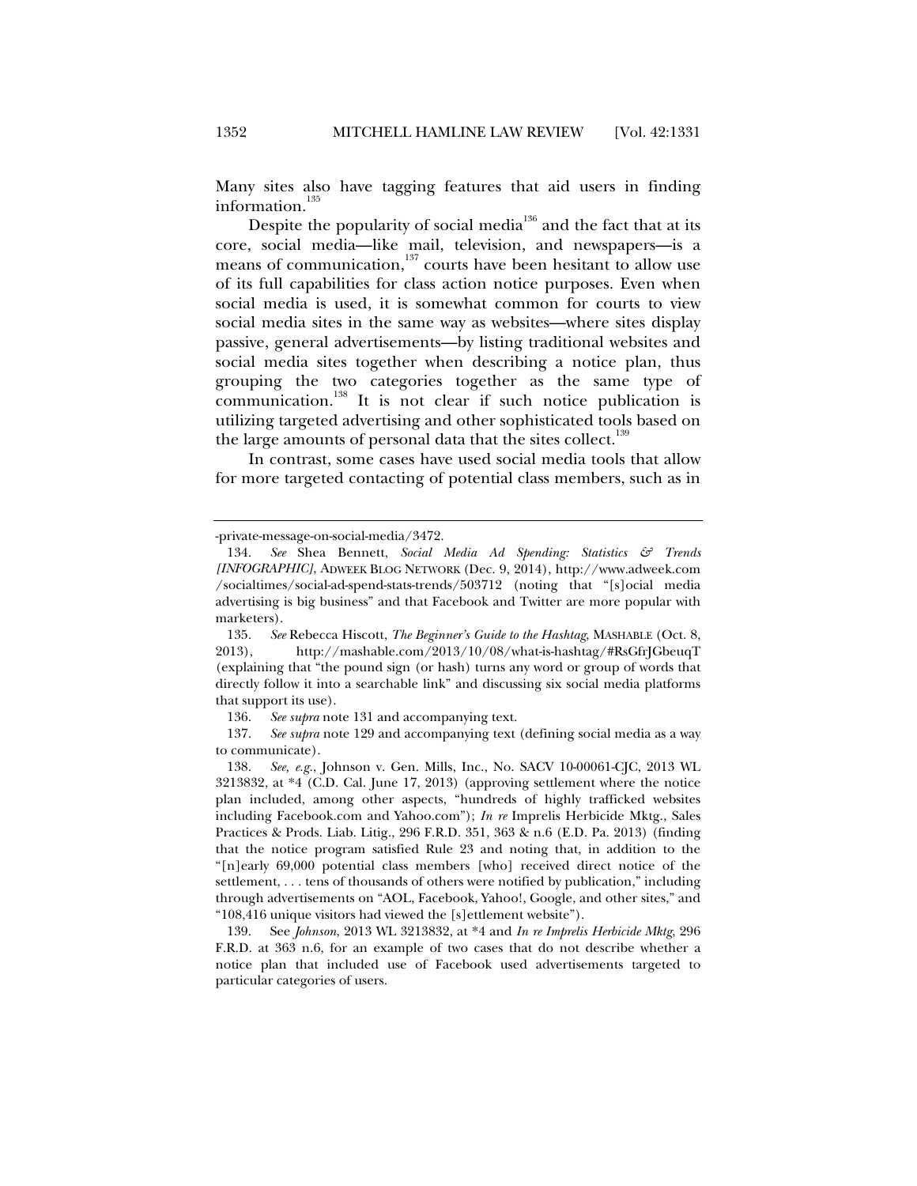Many sites also have tagging features that aid users in finding information.[135]

Despite the popularity of social media[136] and the fact that at its core, social media—like mail, television, and newspapers—is a means of communication,[137] courts have been hesitant to allow use of its full capabilities for class action notice purposes. Even when social media is used, it is somewhat common for courts to view social media sites in the same way as websites—where sites display passive, general advertisements—by listing traditional websites and social media sites together when describing a notice plan, thus grouping the two categories together as the same type of communication.[138] It is not clear if such notice publication is utilizing targeted advertising and other sophisticated tools based on the large amounts of personal data that the sites collect.[139]

In contrast, some cases have used social media tools that allow for more targeted contacting of potential class members, such as in

---

-private-message-on-social-media/3472.

134. *See* Shea Bennett, *Social Media Ad Spending: Statistics & Trends [INFOGRAPHIC]*, ADWEEK BLOG NETWORK (Dec. 9, 2014), http://www.adweek.com/socialtimes/social-ad-spend-stats-trends/503712 (noting that "[s]ocial media advertising is big business" and that Facebook and Twitter are more popular with marketers).

135. *See* Rebecca Hiscott, *The Beginner's Guide to the Hashtag*, MASHABLE (Oct. 8, 2013), http://mashable.com/2013/10/08/what-is-hashtag/#RsGfrJGbeuqT (explaining that "the pound sign (or hash) turns any word or group of words that directly follow it into a searchable link" and discussing six social media platforms that support its use).

136. *See supra* note 131 and accompanying text.

137. *See supra* note 129 and accompanying text (defining social media as a way to communicate).

138. *See, e.g.*, Johnson v. Gen. Mills, Inc., No. SACV 10-00061-CJC, 2013 WL 3213832, at *4 (C.D. Cal. June 17, 2013) (approving settlement where the notice plan included, among other aspects, "hundreds of highly trafficked websites including Facebook.com and Yahoo.com"); *In re* Imprelis Herbicide Mktg., Sales Practices & Prods. Liab. Litig., 296 F.R.D. 351, 363 & n.6 (E.D. Pa. 2013) (finding that the notice program satisfied Rule 23 and noting that, in addition to the "[n]early 69,000 potential class members [who] received direct notice of the settlement, . . . tens of thousands of others were notified by publication," including through advertisements on "AOL, Facebook, Yahoo!, Google, and other sites," and "108,416 unique visitors had viewed the [s]ettlement website").

139. See *Johnson*, 2013 WL 3213832, at *4 and *In re Imprelis Herbicide Mktg*, 296 F.R.D. at 363 n.6, for an example of two cases that do not describe whether a notice plan that included use of Facebook used advertisements targeted to particular categories of users.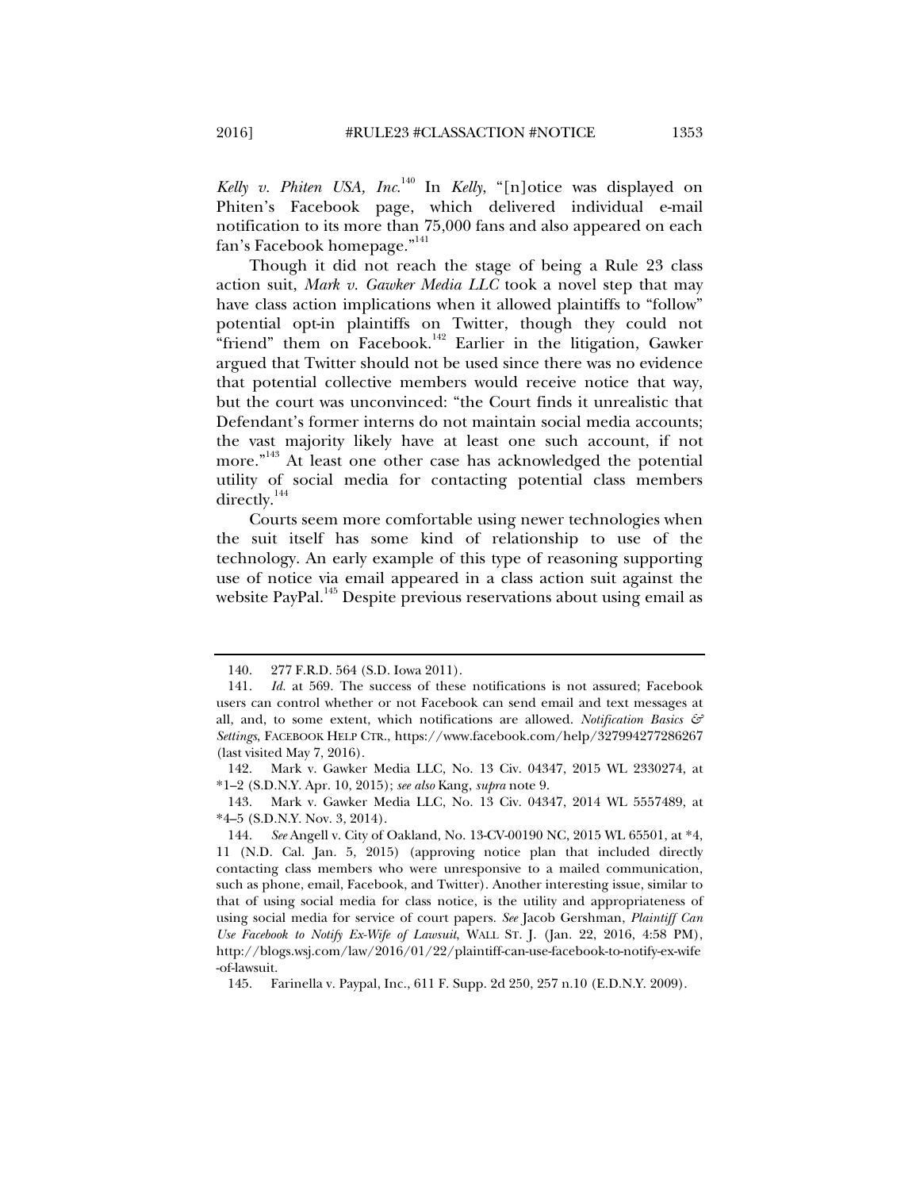*Kelly v. Phiten USA, Inc.*[140] In *Kelly*, "[n]otice was displayed on Phiten's Facebook page, which delivered individual e-mail notification to its more than 75,000 fans and also appeared on each fan's Facebook homepage."[141]

Though it did not reach the stage of being a Rule 23 class action suit, *Mark v. Gawker Media LLC* took a novel step that may have class action implications when it allowed plaintiffs to "follow" potential opt-in plaintiffs on Twitter, though they could not "friend" them on Facebook.[142] Earlier in the litigation, Gawker argued that Twitter should not be used since there was no evidence that potential collective members would receive notice that way, but the court was unconvinced: "the Court finds it unrealistic that Defendant's former interns do not maintain social media accounts; the vast majority likely have at least one such account, if not more."[143] At least one other case has acknowledged the potential utility of social media for contacting potential class members directly.[144]

Courts seem more comfortable using newer technologies when the suit itself has some kind of relationship to use of the technology. An early example of this type of reasoning supporting use of notice via email appeared in a class action suit against the website PayPal.[145] Despite previous reservations about using email as

---

140. 277 F.R.D. 564 (S.D. Iowa 2011).

141. *Id.* at 569. The success of these notifications is not assured; Facebook users can control whether or not Facebook can send email and text messages at all, and, to some extent, which notifications are allowed. *Notification Basics & Settings*, FACEBOOK HELP CTR., https://www.facebook.com/help/327994277286267 (last visited May 7, 2016).

142. Mark v. Gawker Media LLC, No. 13 Civ. 04347, 2015 WL 2330274, at *1–2 (S.D.N.Y. Apr. 10, 2015); *see also* Kang, *supra* note 9.

143. Mark v. Gawker Media LLC, No. 13 Civ. 04347, 2014 WL 5557489, at *4–5 (S.D.N.Y. Nov. 3, 2014).

144. *See* Angell v. City of Oakland, No. 13-CV-00190 NC, 2015 WL 65501, at *4, 11 (N.D. Cal. Jan. 5, 2015) (approving notice plan that included directly contacting class members who were unresponsive to a mailed communication, such as phone, email, Facebook, and Twitter). Another interesting issue, similar to that of using social media for class notice, is the utility and appropriateness of using social media for service of court papers. *See* Jacob Gershman, *Plaintiff Can Use Facebook to Notify Ex-Wife of Lawsuit*, WALL ST. J. (Jan. 22, 2016, 4:58 PM), http://blogs.wsj.com/law/2016/01/22/plaintiff-can-use-facebook-to-notify-ex-wife-of-lawsuit.

145. Farinella v. Paypal, Inc., 611 F. Supp. 2d 250, 257 n.10 (E.D.N.Y. 2009).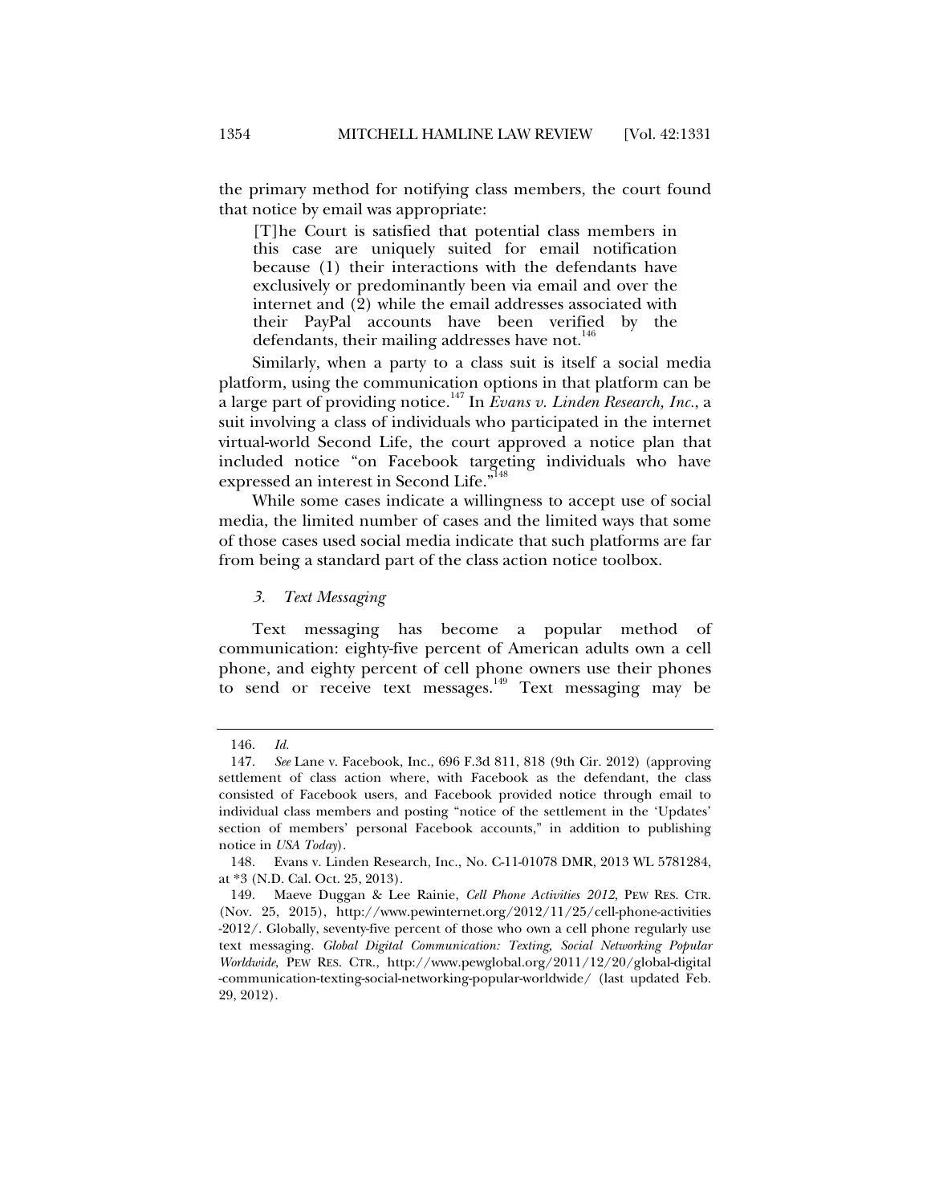the primary method for notifying class members, the court found that notice by email was appropriate:

> [T]he Court is satisfied that potential class members in this case are uniquely suited for email notification because (1) their interactions with the defendants have exclusively or predominantly been via email and over the internet and (2) while the email addresses associated with their PayPal accounts have been verified by the defendants, their mailing addresses have not.[146]

Similarly, when a party to a class suit is itself a social media platform, using the communication options in that platform can be a large part of providing notice.[147] In *Evans v. Linden Research, Inc.*, a suit involving a class of individuals who participated in the internet virtual-world Second Life, the court approved a notice plan that included notice "on Facebook targeting individuals who have expressed an interest in Second Life."[148]

While some cases indicate a willingness to accept use of social media, the limited number of cases and the limited ways that some of those cases used social media indicate that such platforms are far from being a standard part of the class action notice toolbox.

### *3. Text Messaging*

Text messaging has become a popular method of communication: eighty-five percent of American adults own a cell phone, and eighty percent of cell phone owners use their phones to send or receive text messages.[149] Text messaging may be

---

146. *Id.*

147. *See* Lane v. Facebook, Inc., 696 F.3d 811, 818 (9th Cir. 2012) (approving settlement of class action where, with Facebook as the defendant, the class consisted of Facebook users, and Facebook provided notice through email to individual class members and posting "notice of the settlement in the 'Updates' section of members' personal Facebook accounts," in addition to publishing notice in *USA Today*).

148. Evans v. Linden Research, Inc., No. C-11-01078 DMR, 2013 WL 5781284, at *3 (N.D. Cal. Oct. 25, 2013).

149. Maeve Duggan & Lee Rainie, *Cell Phone Activities 2012*, PEW RES. CTR. (Nov. 25, 2015), http://www.pewinternet.org/2012/11/25/cell-phone-activities-2012/. Globally, seventy-five percent of those who own a cell phone regularly use text messaging. *Global Digital Communication: Texting, Social Networking Popular Worldwide*, PEW RES. CTR., http://www.pewglobal.org/2011/12/20/global-digital-communication-texting-social-networking-popular-worldwide/ (last updated Feb. 29, 2012).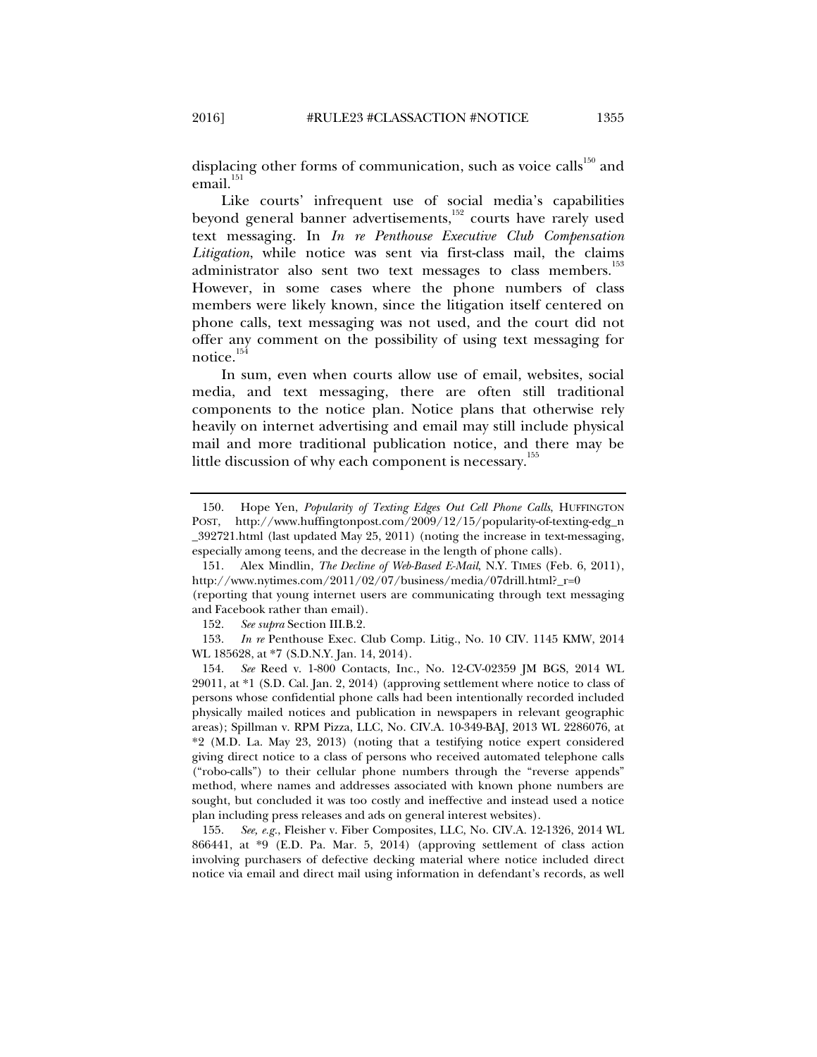displacing other forms of communication, such as voice calls[150] and email.[151]

Like courts' infrequent use of social media's capabilities beyond general banner advertisements,[152] courts have rarely used text messaging. In *In re Penthouse Executive Club Compensation Litigation*, while notice was sent via first-class mail, the claims administrator also sent two text messages to class members.[153] However, in some cases where the phone numbers of class members were likely known, since the litigation itself centered on phone calls, text messaging was not used, and the court did not offer any comment on the possibility of using text messaging for notice.[154]

In sum, even when courts allow use of email, websites, social media, and text messaging, there are often still traditional components to the notice plan. Notice plans that otherwise rely heavily on internet advertising and email may still include physical mail and more traditional publication notice, and there may be little discussion of why each component is necessary.[155]

---

150. Hope Yen, *Popularity of Texting Edges Out Cell Phone Calls*, HUFFINGTON POST, http://www.huffingtonpost.com/2009/12/15/popularity-of-texting-edg_n_392721.html (last updated May 25, 2011) (noting the increase in text-messaging, especially among teens, and the decrease in the length of phone calls).

151. Alex Mindlin, *The Decline of Web-Based E-Mail*, N.Y. TIMES (Feb. 6, 2011), http://www.nytimes.com/2011/02/07/business/media/07drill.html?_r=0 (reporting that young internet users are communicating through text messaging and Facebook rather than email).

152. *See supra* Section III.B.2.

153. *In re* Penthouse Exec. Club Comp. Litig., No. 10 CIV. 1145 KMW, 2014 WL 185628, at *7 (S.D.N.Y. Jan. 14, 2014).

154. *See* Reed v. 1-800 Contacts, Inc., No. 12-CV-02359 JM BGS, 2014 WL 29011, at *1 (S.D. Cal. Jan. 2, 2014) (approving settlement where notice to class of persons whose confidential phone calls had been intentionally recorded included physically mailed notices and publication in newspapers in relevant geographic areas); Spillman v. RPM Pizza, LLC, No. CIV.A. 10-349-BAJ, 2013 WL 2286076, at *2 (M.D. La. May 23, 2013) (noting that a testifying notice expert considered giving direct notice to a class of persons who received automated telephone calls ("robo-calls") to their cellular phone numbers through the "reverse appends" method, where names and addresses associated with known phone numbers are sought, but concluded it was too costly and ineffective and instead used a notice plan including press releases and ads on general interest websites).

155. *See, e.g.*, Fleisher v. Fiber Composites, LLC, No. CIV.A. 12-1326, 2014 WL 866441, at *9 (E.D. Pa. Mar. 5, 2014) (approving settlement of class action involving purchasers of defective decking material where notice included direct notice via email and direct mail using information in defendant's records, as well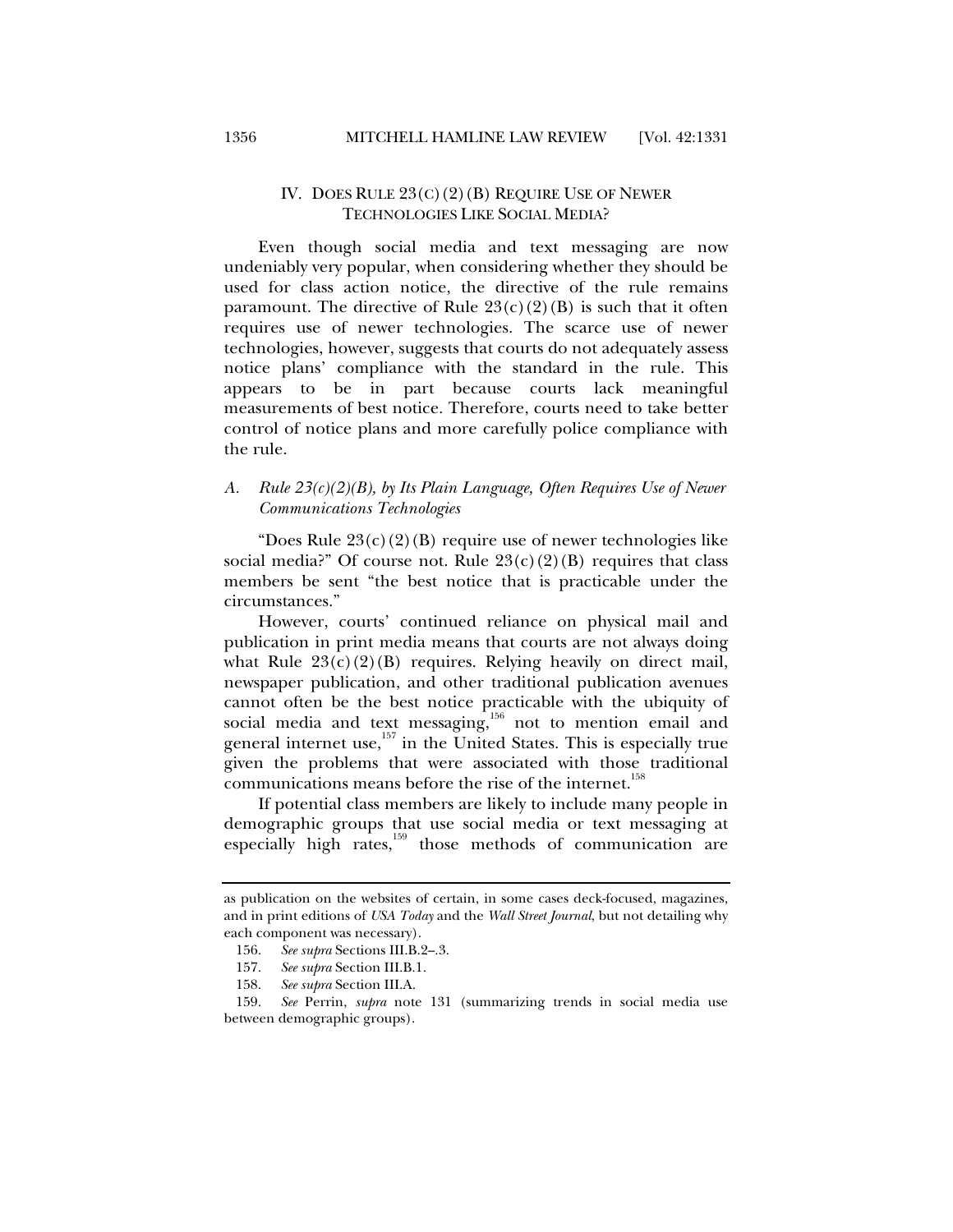## IV. DOES RULE 23(C)(2)(B) REQUIRE USE OF NEWER TECHNOLOGIES LIKE SOCIAL MEDIA?

Even though social media and text messaging are now undeniably very popular, when considering whether they should be used for class action notice, the directive of the rule remains paramount. The directive of Rule 23(c)(2)(B) is such that it often requires use of newer technologies. The scarce use of newer technologies, however, suggests that courts do not adequately assess notice plans' compliance with the standard in the rule. This appears to be in part because courts lack meaningful measurements of best notice. Therefore, courts need to take better control of notice plans and more carefully police compliance with the rule.

### *A. Rule 23(c)(2)(B), by Its Plain Language, Often Requires Use of Newer Communications Technologies*

"Does Rule 23(c)(2)(B) require use of newer technologies like social media?" Of course not. Rule 23(c)(2)(B) requires that class members be sent "the best notice that is practicable under the circumstances."

However, courts' continued reliance on physical mail and publication in print media means that courts are not always doing what Rule 23(c)(2)(B) requires. Relying heavily on direct mail, newspaper publication, and other traditional publication avenues cannot often be the best notice practicable with the ubiquity of social media and text messaging,[156] not to mention email and general internet use,[157] in the United States. This is especially true given the problems that were associated with those traditional communications means before the rise of the internet.[158]

If potential class members are likely to include many people in demographic groups that use social media or text messaging at especially high rates,[159] those methods of communication are

---

as publication on the websites of certain, in some cases deck-focused, magazines, and in print editions of *USA Today* and the *Wall Street Journal*, but not detailing why each component was necessary).

156. *See supra* Sections III.B.2–.3.

157. *See supra* Section III.B.1.

158. *See supra* Section III.A.

159. *See* Perrin, *supra* note 131 (summarizing trends in social media use between demographic groups).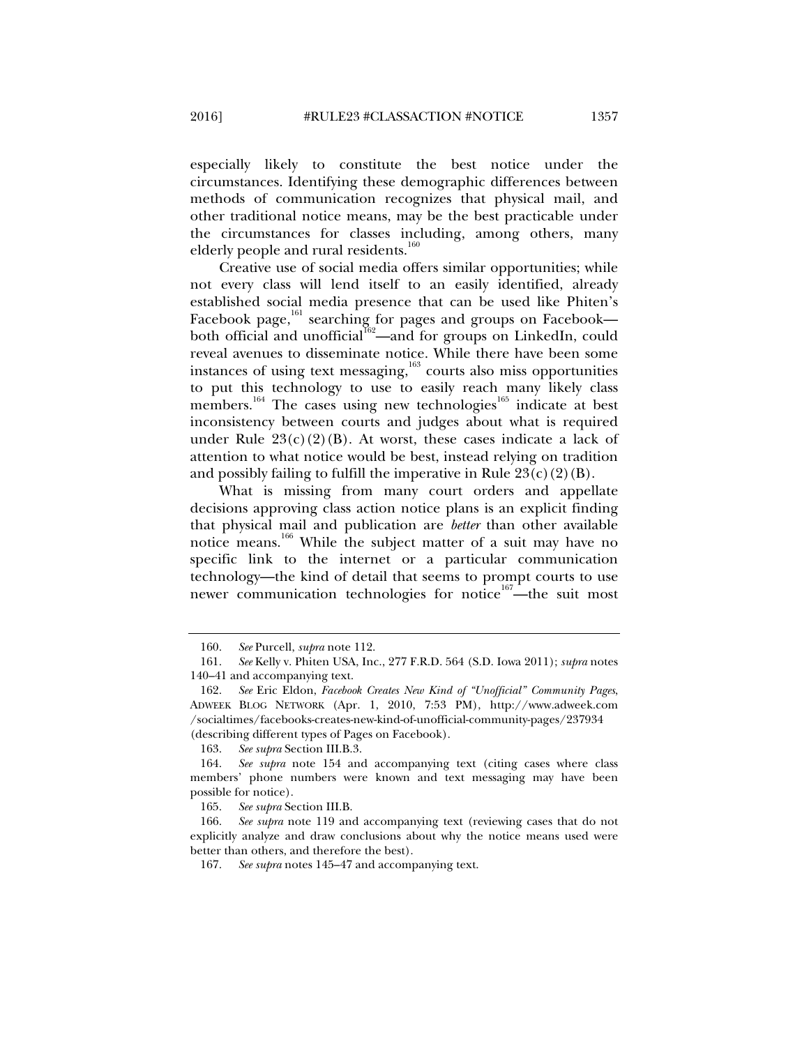especially likely to constitute the best notice under the circumstances. Identifying these demographic differences between methods of communication recognizes that physical mail, and other traditional notice means, may be the best practicable under the circumstances for classes including, among others, many elderly people and rural residents.[160]

Creative use of social media offers similar opportunities; while not every class will lend itself to an easily identified, already established social media presence that can be used like Phiten's Facebook page,[161] searching for pages and groups on Facebook—both official and unofficial[162]—and for groups on LinkedIn, could reveal avenues to disseminate notice. While there have been some instances of using text messaging,[163] courts also miss opportunities to put this technology to use to easily reach many likely class members.[164] The cases using new technologies[165] indicate at best inconsistency between courts and judges about what is required under Rule 23(c)(2)(B). At worst, these cases indicate a lack of attention to what notice would be best, instead relying on tradition and possibly failing to fulfill the imperative in Rule 23(c)(2)(B).

What is missing from many court orders and appellate decisions approving class action notice plans is an explicit finding that physical mail and publication are *better* than other available notice means.[166] While the subject matter of a suit may have no specific link to the internet or a particular communication technology—the kind of detail that seems to prompt courts to use newer communication technologies for notice[167]—the suit most

---

160. *See* Purcell, *supra* note 112.

161. *See* Kelly v. Phiten USA, Inc., 277 F.R.D. 564 (S.D. Iowa 2011); *supra* notes 140–41 and accompanying text.

162. *See* Eric Eldon, *Facebook Creates New Kind of "Unofficial" Community Pages*, ADWEEK BLOG NETWORK (Apr. 1, 2010, 7:53 PM), http://www.adweek.com/socialtimes/facebooks-creates-new-kind-of-unofficial-community-pages/237934 (describing different types of Pages on Facebook).

163. *See supra* Section III.B.3.

164. *See supra* note 154 and accompanying text (citing cases where class members' phone numbers were known and text messaging may have been possible for notice).

165. *See supra* Section III.B.

166. *See supra* note 119 and accompanying text (reviewing cases that do not explicitly analyze and draw conclusions about why the notice means used were better than others, and therefore the best).

167. *See supra* notes 145–47 and accompanying text.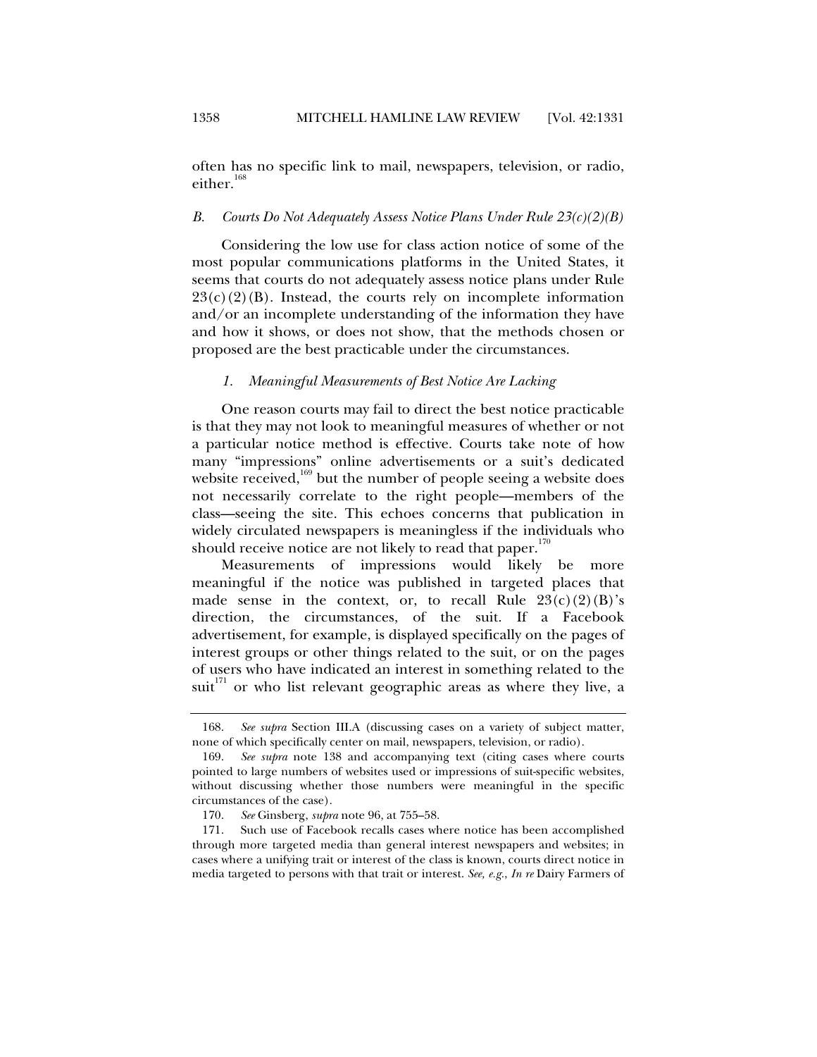often has no specific link to mail, newspapers, television, or radio, either.[168]

### *B. Courts Do Not Adequately Assess Notice Plans Under Rule 23(c)(2)(B)*

Considering the low use for class action notice of some of the most popular communications platforms in the United States, it seems that courts do not adequately assess notice plans under Rule 23(c)(2)(B). Instead, the courts rely on incomplete information and/or an incomplete understanding of the information they have and how it shows, or does not show, that the methods chosen or proposed are the best practicable under the circumstances.

#### *1. Meaningful Measurements of Best Notice Are Lacking*

One reason courts may fail to direct the best notice practicable is that they may not look to meaningful measures of whether or not a particular notice method is effective. Courts take note of how many "impressions" online advertisements or a suit's dedicated website received,[169] but the number of people seeing a website does not necessarily correlate to the right people—members of the class—seeing the site. This echoes concerns that publication in widely circulated newspapers is meaningless if the individuals who should receive notice are not likely to read that paper.[170]

Measurements of impressions would likely be more meaningful if the notice was published in targeted places that made sense in the context, or, to recall Rule 23(c)(2)(B)'s direction, the circumstances, of the suit. If a Facebook advertisement, for example, is displayed specifically on the pages of interest groups or other things related to the suit, or on the pages of users who have indicated an interest in something related to the suit[171] or who list relevant geographic areas as where they live, a

---

168. *See supra* Section III.A (discussing cases on a variety of subject matter, none of which specifically center on mail, newspapers, television, or radio).

169. *See supra* note 138 and accompanying text (citing cases where courts pointed to large numbers of websites used or impressions of suit-specific websites, without discussing whether those numbers were meaningful in the specific circumstances of the case).

170. *See* Ginsberg, *supra* note 96, at 755–58.

171. Such use of Facebook recalls cases where notice has been accomplished through more targeted media than general interest newspapers and websites; in cases where a unifying trait or interest of the class is known, courts direct notice in media targeted to persons with that trait or interest. *See, e.g.*, *In re* Dairy Farmers of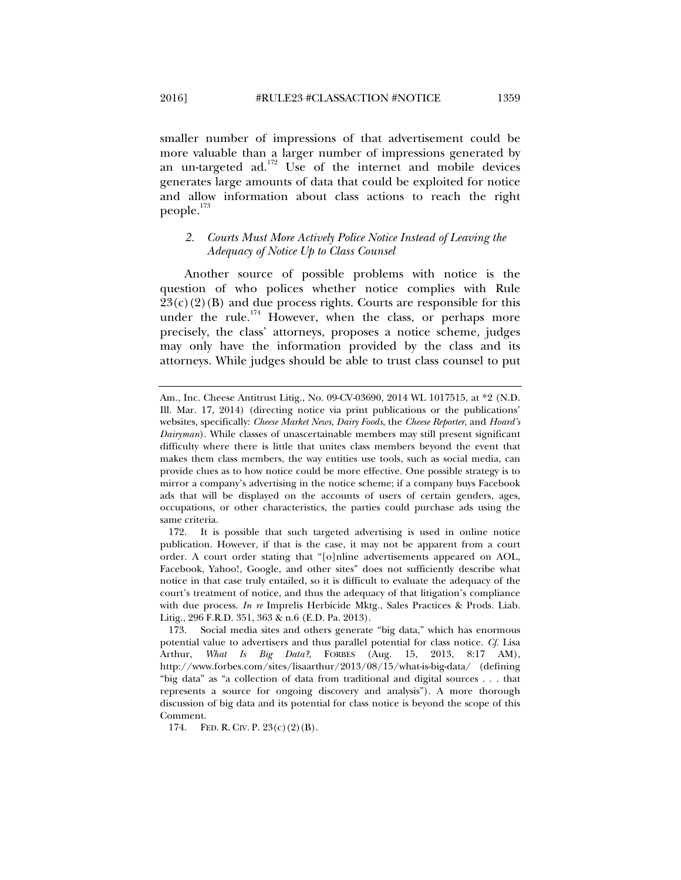smaller number of impressions of that advertisement could be more valuable than a larger number of impressions generated by an un-targeted ad.[172] Use of the internet and mobile devices generates large amounts of data that could be exploited for notice and allow information about class actions to reach the right people.[173]

### 2. *Courts Must More Actively Police Notice Instead of Leaving the Adequacy of Notice Up to Class Counsel*

Another source of possible problems with notice is the question of who polices whether notice complies with Rule 23(c)(2)(B) and due process rights. Courts are responsible for this under the rule.[174] However, when the class, or perhaps more precisely, the class' attorneys, proposes a notice scheme, judges may only have the information provided by the class and its attorneys. While judges should be able to trust class counsel to put

---

Am., Inc. Cheese Antitrust Litig., No. 09-CV-03690, 2014 WL 1017515, at *2 (N.D. Ill. Mar. 17, 2014) (directing notice via print publications or the publications' websites, specifically: *Cheese Market News*, *Dairy Foods*, the *Cheese Reporter*, and *Hoard's Dairyman*). While classes of unascertainable members may still present significant difficulty where there is little that unites class members beyond the event that makes them class members, the way entities use tools, such as social media, can provide clues as to how notice could be more effective. One possible strategy is to mirror a company's advertising in the notice scheme; if a company buys Facebook ads that will be displayed on the accounts of users of certain genders, ages, occupations, or other characteristics, the parties could purchase ads using the same criteria.

172. It is possible that such targeted advertising is used in online notice publication. However, if that is the case, it may not be apparent from a court order. A court order stating that "[o]nline advertisements appeared on AOL, Facebook, Yahoo!, Google, and other sites" does not sufficiently describe what notice in that case truly entailed, so it is difficult to evaluate the adequacy of the court's treatment of notice, and thus the adequacy of that litigation's compliance with due process. *In re* Imprelis Herbicide Mktg., Sales Practices & Prods. Liab. Litig., 296 F.R.D. 351, 363 & n.6 (E.D. Pa. 2013).

173. Social media sites and others generate "big data," which has enormous potential value to advertisers and thus parallel potential for class notice. *Cf.* Lisa Arthur, *What Is Big Data?*, FORBES (Aug. 15, 2013, 8:17 AM), http://www.forbes.com/sites/lisaarthur/2013/08/15/what-is-big-data/ (defining "big data" as "a collection of data from traditional and digital sources . . . that represents a source for ongoing discovery and analysis"). A more thorough discussion of big data and its potential for class notice is beyond the scope of this Comment.

174. FED. R. CIV. P. 23(c)(2)(B).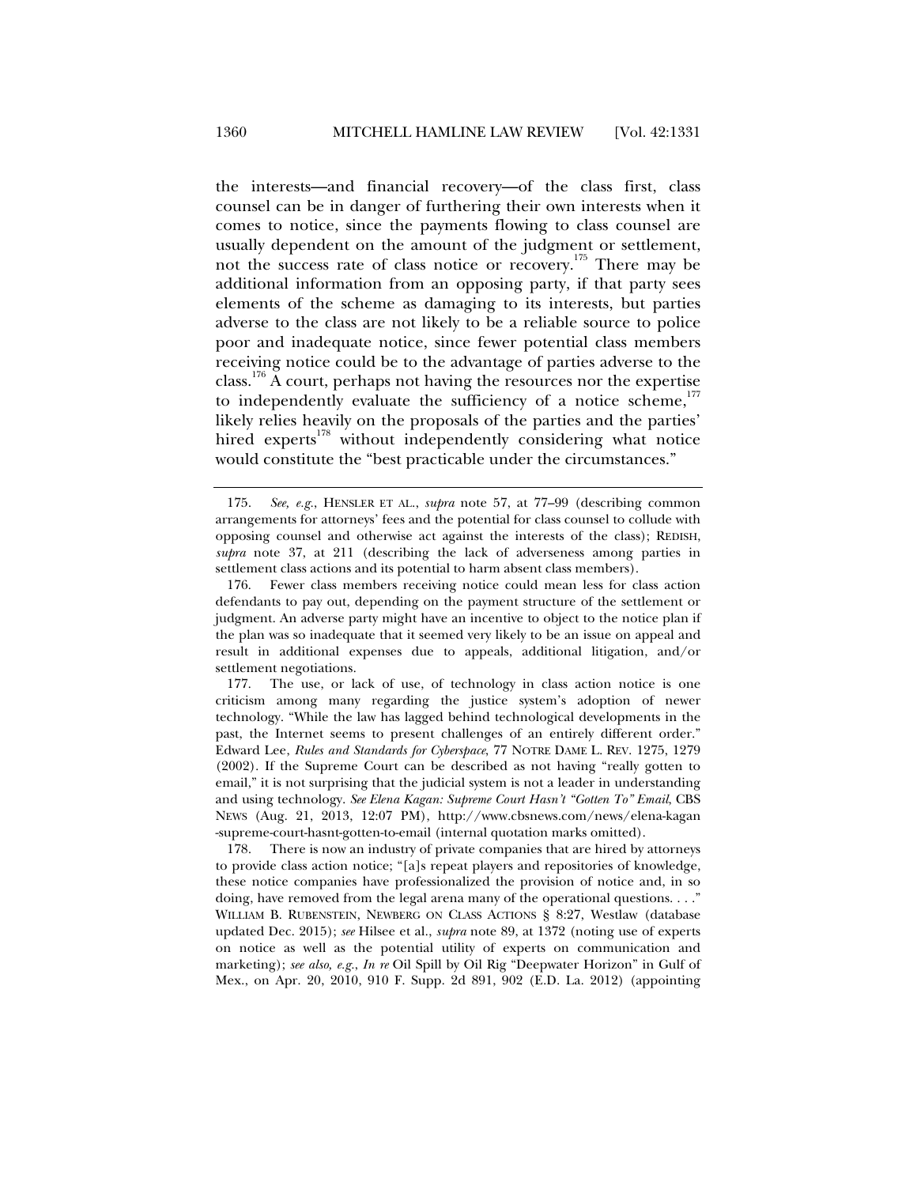the interests—and financial recovery—of the class first, class counsel can be in danger of furthering their own interests when it comes to notice, since the payments flowing to class counsel are usually dependent on the amount of the judgment or settlement, not the success rate of class notice or recovery.[175] There may be additional information from an opposing party, if that party sees elements of the scheme as damaging to its interests, but parties adverse to the class are not likely to be a reliable source to police poor and inadequate notice, since fewer potential class members receiving notice could be to the advantage of parties adverse to the class.[176] A court, perhaps not having the resources nor the expertise to independently evaluate the sufficiency of a notice scheme,[177] likely relies heavily on the proposals of the parties and the parties' hired experts[178] without independently considering what notice would constitute the "best practicable under the circumstances."

---

175. *See, e.g.*, HENSLER ET AL., *supra* note 57, at 77–99 (describing common arrangements for attorneys' fees and the potential for class counsel to collude with opposing counsel and otherwise act against the interests of the class); REDISH, *supra* note 37, at 211 (describing the lack of adverseness among parties in settlement class actions and its potential to harm absent class members).

176. Fewer class members receiving notice could mean less for class action defendants to pay out, depending on the payment structure of the settlement or judgment. An adverse party might have an incentive to object to the notice plan if the plan was so inadequate that it seemed very likely to be an issue on appeal and result in additional expenses due to appeals, additional litigation, and/or settlement negotiations.

177. The use, or lack of use, of technology in class action notice is one criticism among many regarding the justice system's adoption of newer technology. "While the law has lagged behind technological developments in the past, the Internet seems to present challenges of an entirely different order." Edward Lee, *Rules and Standards for Cyberspace*, 77 NOTRE DAME L. REV. 1275, 1279 (2002). If the Supreme Court can be described as not having "really gotten to email," it is not surprising that the judicial system is not a leader in understanding and using technology. *See Elena Kagan: Supreme Court Hasn't "Gotten To" Email*, CBS NEWS (Aug. 21, 2013, 12:07 PM), http://www.cbsnews.com/news/elena-kagan-supreme-court-hasnt-gotten-to-email (internal quotation marks omitted).

178. There is now an industry of private companies that are hired by attorneys to provide class action notice; "[a]s repeat players and repositories of knowledge, these notice companies have professionalized the provision of notice and, in so doing, have removed from the legal arena many of the operational questions. . . ." WILLIAM B. RUBENSTEIN, NEWBERG ON CLASS ACTIONS § 8:27, Westlaw (database updated Dec. 2015); *see* Hilsee et al., *supra* note 89, at 1372 (noting use of experts on notice as well as the potential utility of experts on communication and marketing); *see also, e.g.*, *In re* Oil Spill by Oil Rig "Deepwater Horizon" in Gulf of Mex., on Apr. 20, 2010, 910 F. Supp. 2d 891, 902 (E.D. La. 2012) (appointing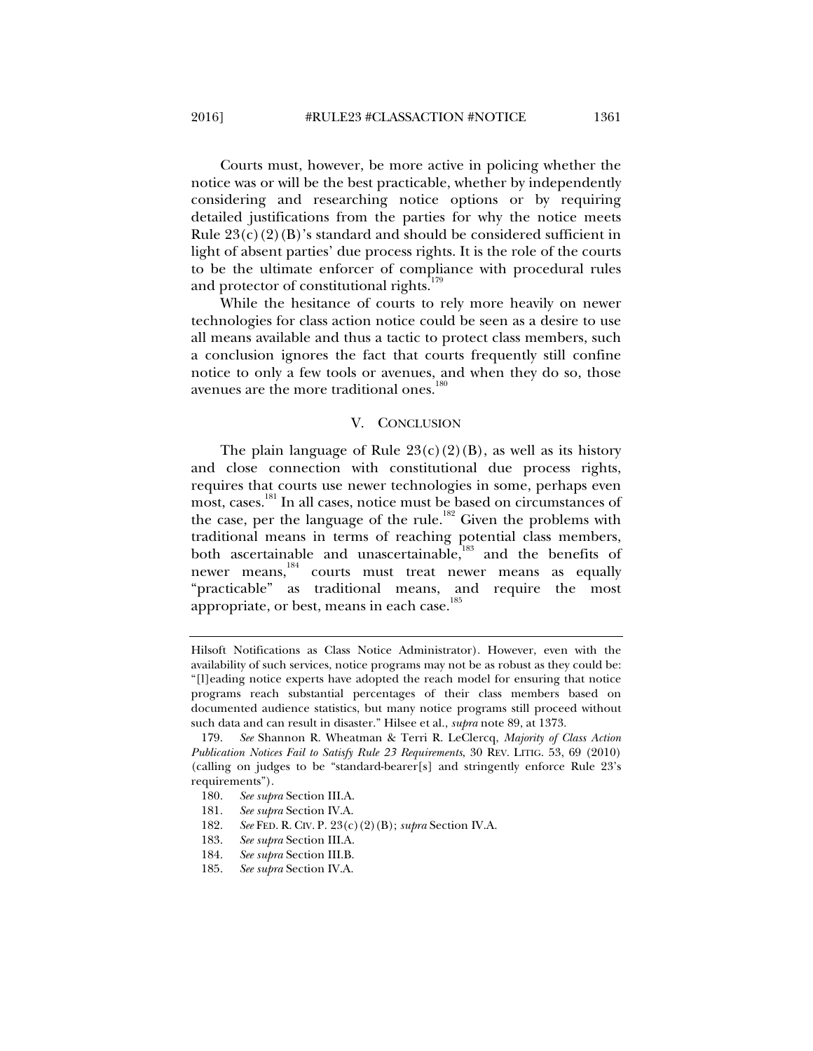Courts must, however, be more active in policing whether the notice was or will be the best practicable, whether by independently considering and researching notice options or by requiring detailed justifications from the parties for why the notice meets Rule 23(c)(2)(B)'s standard and should be considered sufficient in light of absent parties' due process rights. It is the role of the courts to be the ultimate enforcer of compliance with procedural rules and protector of constitutional rights.[179]

While the hesitance of courts to rely more heavily on newer technologies for class action notice could be seen as a desire to use all means available and thus a tactic to protect class members, such a conclusion ignores the fact that courts frequently still confine notice to only a few tools or avenues, and when they do so, those avenues are the more traditional ones.[180]

## V. CONCLUSION

The plain language of Rule 23(c)(2)(B), as well as its history and close connection with constitutional due process rights, requires that courts use newer technologies in some, perhaps even most, cases.[181] In all cases, notice must be based on circumstances of the case, per the language of the rule.[182] Given the problems with traditional means in terms of reaching potential class members, both ascertainable and unascertainable,[183] and the benefits of newer means,[184] courts must treat newer means as equally "practicable" as traditional means, and require the most appropriate, or best, means in each case.[185]

---

Hilsoft Notifications as Class Notice Administrator). However, even with the availability of such services, notice programs may not be as robust as they could be: "[l]eading notice experts have adopted the reach model for ensuring that notice programs reach substantial percentages of their class members based on documented audience statistics, but many notice programs still proceed without such data and can result in disaster." Hilsee et al., *supra* note 89, at 1373.

179. *See* Shannon R. Wheatman & Terri R. LeClercq, *Majority of Class Action Publication Notices Fail to Satisfy Rule 23 Requirements*, 30 REV. LITIG. 53, 69 (2010) (calling on judges to be "standard-bearer[s] and stringently enforce Rule 23's requirements").

180. *See supra* Section III.A.

181. *See supra* Section IV.A.

182. *See* FED. R. CIV. P. 23(c)(2)(B); *supra* Section IV.A.

183. *See supra* Section III.A.

184. *See supra* Section III.B.

185. *See supra* Section IV.A.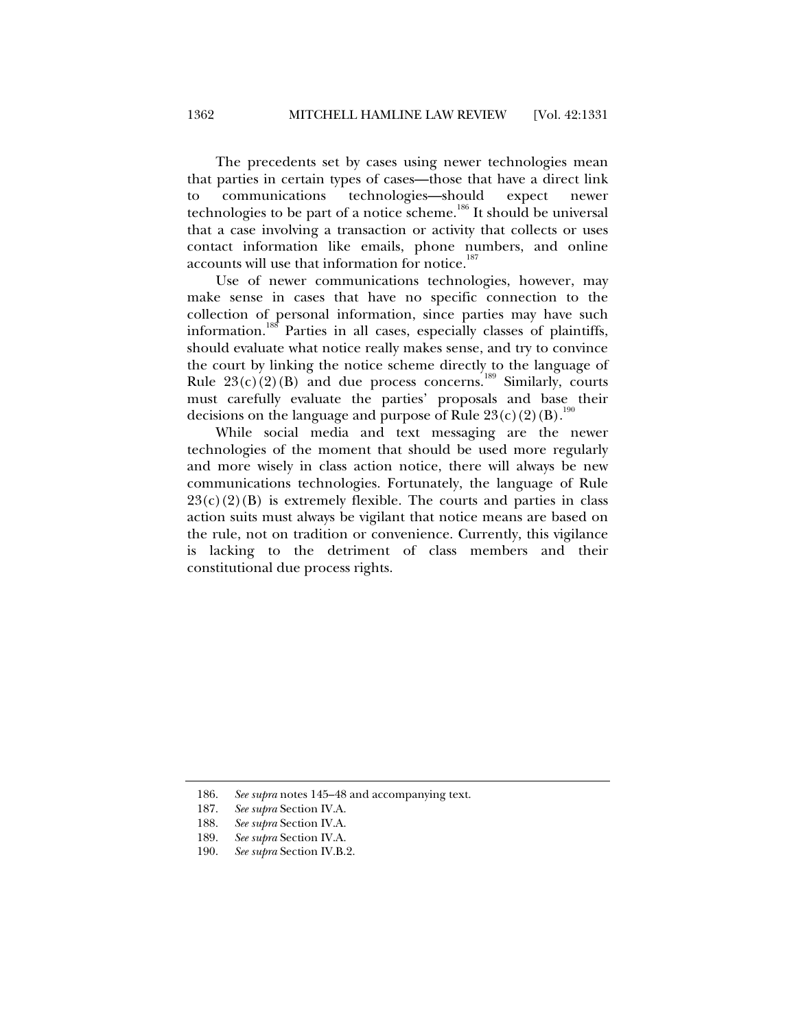The precedents set by cases using newer technologies mean that parties in certain types of cases—those that have a direct link to communications technologies—should expect newer technologies to be part of a notice scheme.[186] It should be universal that a case involving a transaction or activity that collects or uses contact information like emails, phone numbers, and online accounts will use that information for notice.[187]

Use of newer communications technologies, however, may make sense in cases that have no specific connection to the collection of personal information, since parties may have such information.[188] Parties in all cases, especially classes of plaintiffs, should evaluate what notice really makes sense, and try to convince the court by linking the notice scheme directly to the language of Rule 23(c)(2)(B) and due process concerns.[189] Similarly, courts must carefully evaluate the parties' proposals and base their decisions on the language and purpose of Rule 23(c)(2)(B).[190]

While social media and text messaging are the newer technologies of the moment that should be used more regularly and more wisely in class action notice, there will always be new communications technologies. Fortunately, the language of Rule 23(c)(2)(B) is extremely flexible. The courts and parties in class action suits must always be vigilant that notice means are based on the rule, not on tradition or convenience. Currently, this vigilance is lacking to the detriment of class members and their constitutional due process rights.

---

186. *See supra* notes 145–48 and accompanying text.
187. *See supra* Section IV.A.
188. *See supra* Section IV.A.
189. *See supra* Section IV.A.
190. *See supra* Section IV.B.2.